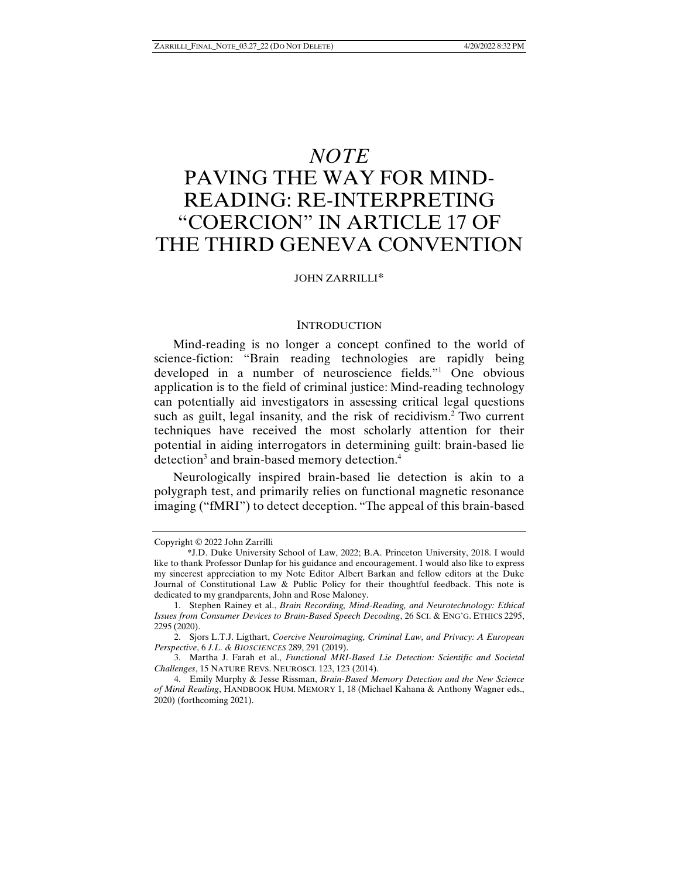# *NOTE*

# PAVING THE WAY FOR MIND-READING: RE-INTERPRETING "COERCION" IN ARTICLE 17 OF THE THIRD GENEVA CONVENTION

JOHN ZARRILLI*

## INTRODUCTION

Mind-reading is no longer a concept confined to the world of science-fiction: "Brain reading technologies are rapidly being developed in a number of neuroscience fields."[1] One obvious application is to the field of criminal justice: Mind-reading technology can potentially aid investigators in assessing critical legal questions such as guilt, legal insanity, and the risk of recidivism.[2] Two current techniques have received the most scholarly attention for their potential in aiding interrogators in determining guilt: brain-based lie detection[3] and brain-based memory detection.[4]

Neurologically inspired brain-based lie detection is akin to a polygraph test, and primarily relies on functional magnetic resonance imaging ("fMRI") to detect deception. "The appeal of this brain-based

---

Copyright © 2022 John Zarrilli

*J.D. Duke University School of Law, 2022; B.A. Princeton University, 2018. I would like to thank Professor Dunlap for his guidance and encouragement. I would also like to express my sincerest appreciation to my Note Editor Albert Barkan and fellow editors at the Duke Journal of Constitutional Law & Public Policy for their thoughtful feedback. This note is dedicated to my grandparents, John and Rose Maloney.

1. Stephen Rainey et al., *Brain Recording, Mind-Reading, and Neurotechnology: Ethical Issues from Consumer Devices to Brain-Based Speech Decoding*, 26 SCI. & ENG'G. ETHICS 2295, 2295 (2020).

2. Sjors L.T.J. Ligthart, *Coercive Neuroimaging, Criminal Law, and Privacy: A European Perspective*, 6 *J.L. & BIOSCIENCES* 289, 291 (2019).

3. Martha J. Farah et al., *Functional MRI-Based Lie Detection: Scientific and Societal Challenges*, 15 NATURE REVS. NEUROSCI. 123, 123 (2014).

4. Emily Murphy & Jesse Rissman, *Brain-Based Memory Detection and the New Science of Mind Reading*, HANDBOOK HUM. MEMORY 1, 18 (Michael Kahana & Anthony Wagner eds., 2020) (forthcoming 2021).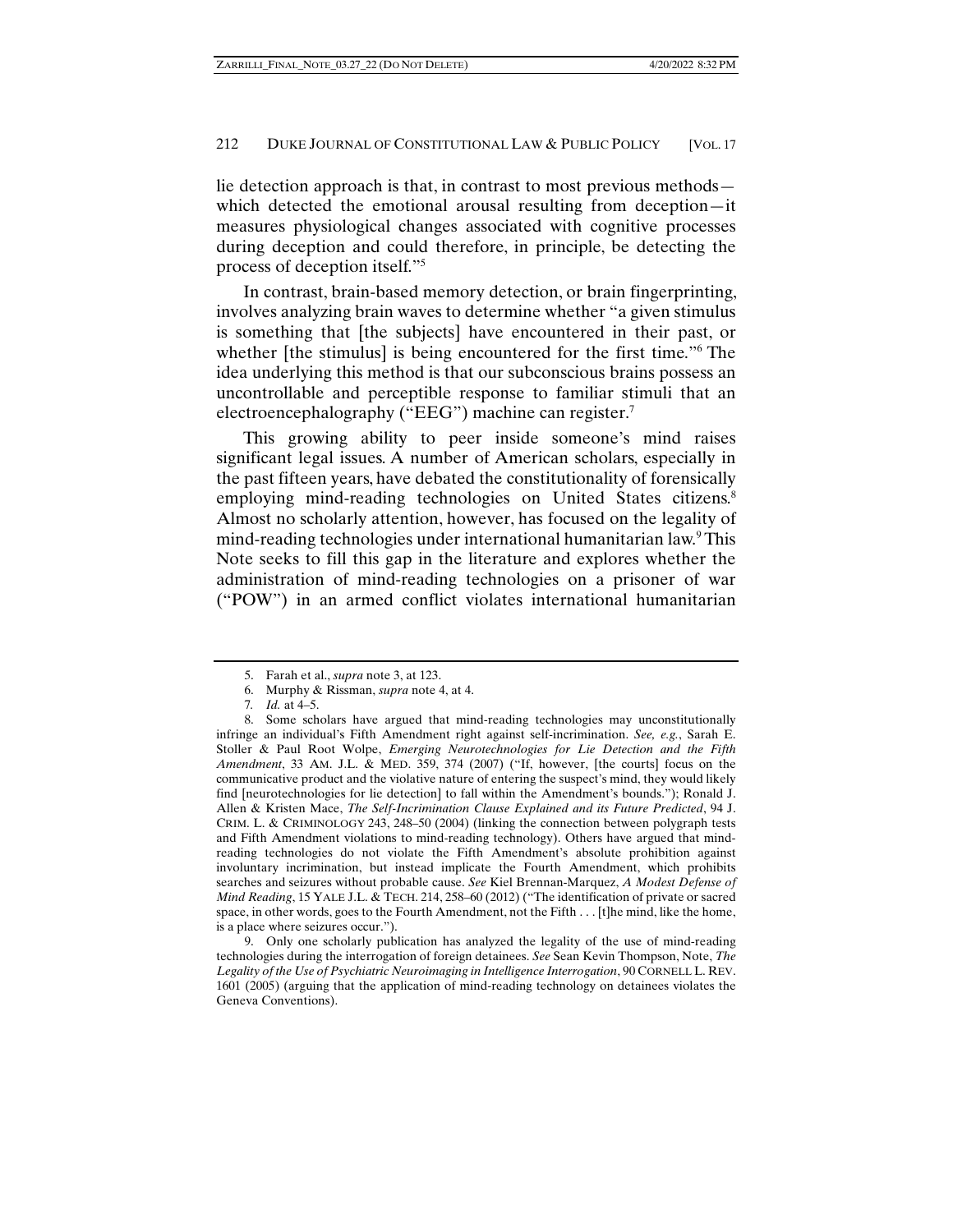lie detection approach is that, in contrast to most previous methods—which detected the emotional arousal resulting from deception—it measures physiological changes associated with cognitive processes during deception and could therefore, in principle, be detecting the process of deception itself."[5]

In contrast, brain-based memory detection, or brain fingerprinting, involves analyzing brain waves to determine whether "a given stimulus is something that [the subjects] have encountered in their past, or whether [the stimulus] is being encountered for the first time."[6] The idea underlying this method is that our subconscious brains possess an uncontrollable and perceptible response to familiar stimuli that an electroencephalography ("EEG") machine can register.[7]

This growing ability to peer inside someone's mind raises significant legal issues. A number of American scholars, especially in the past fifteen years, have debated the constitutionality of forensically employing mind-reading technologies on United States citizens.[8] Almost no scholarly attention, however, has focused on the legality of mind-reading technologies under international humanitarian law.[9] This Note seeks to fill this gap in the literature and explores whether the administration of mind-reading technologies on a prisoner of war ("POW") in an armed conflict violates international humanitarian

---

5. Farah et al., *supra* note 3, at 123.

6. Murphy & Rissman, *supra* note 4, at 4.

7. *Id.* at 4–5.

8. Some scholars have argued that mind-reading technologies may unconstitutionally infringe an individual's Fifth Amendment right against self-incrimination. *See, e.g.*, Sarah E. Stoller & Paul Root Wolpe, *Emerging Neurotechnologies for Lie Detection and the Fifth Amendment*, 33 AM. J.L. & MED. 359, 374 (2007) ("If, however, [the courts] focus on the communicative product and the violative nature of entering the suspect's mind, they would likely find [neurotechnologies for lie detection] to fall within the Amendment's bounds."); Ronald J. Allen & Kristen Mace, *The Self-Incrimination Clause Explained and its Future Predicted*, 94 J. CRIM. L. & CRIMINOLOGY 243, 248–50 (2004) (linking the connection between polygraph tests and Fifth Amendment violations to mind-reading technology). Others have argued that mind-reading technologies do not violate the Fifth Amendment's absolute prohibition against involuntary incrimination, but instead implicate the Fourth Amendment, which prohibits searches and seizures without probable cause. *See* Kiel Brennan-Marquez, *A Modest Defense of Mind Reading*, 15 YALE J.L. & TECH. 214, 258–60 (2012) ("The identification of private or sacred space, in other words, goes to the Fourth Amendment, not the Fifth . . . [t]he mind, like the home, is a place where seizures occur.").

9. Only one scholarly publication has analyzed the legality of the use of mind-reading technologies during the interrogation of foreign detainees. *See* Sean Kevin Thompson, Note, *The Legality of the Use of Psychiatric Neuroimaging in Intelligence Interrogation*, 90 CORNELL L. REV. 1601 (2005) (arguing that the application of mind-reading technology on detainees violates the Geneva Conventions).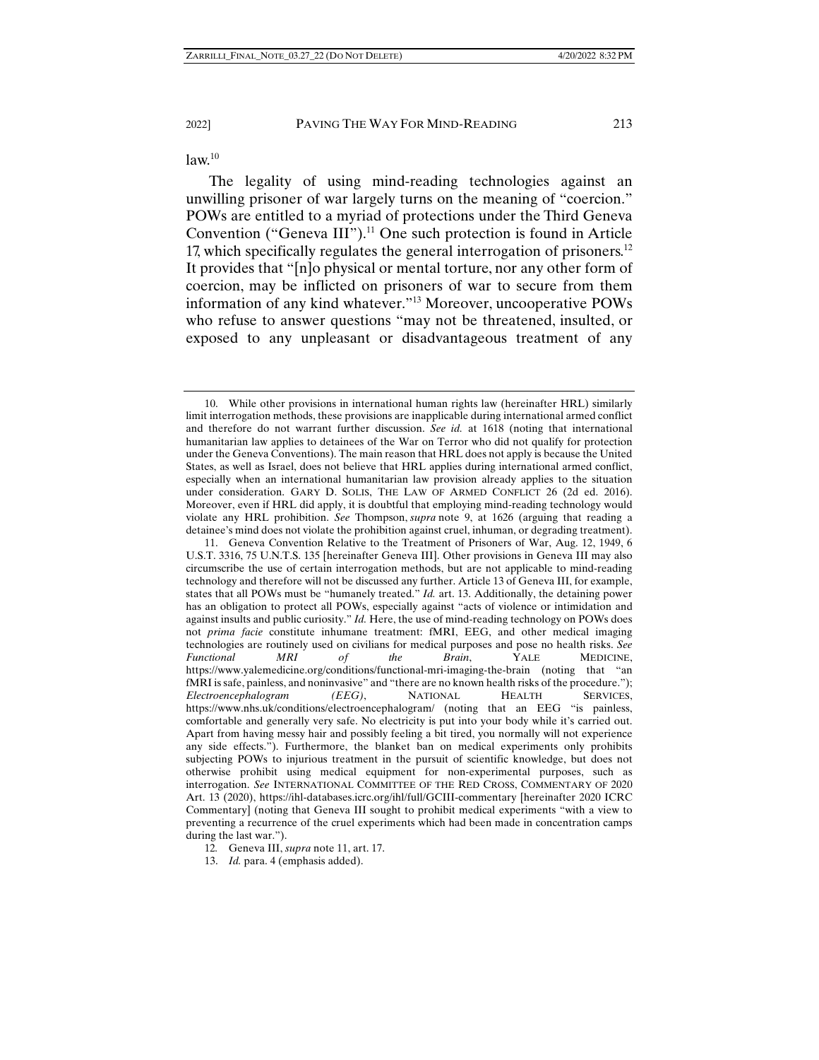law.[10]

The legality of using mind-reading technologies against an unwilling prisoner of war largely turns on the meaning of "coercion." POWs are entitled to a myriad of protections under the Third Geneva Convention ("Geneva III").[11] One such protection is found in Article 17, which specifically regulates the general interrogation of prisoners.[12] It provides that "[n]o physical or mental torture, nor any other form of coercion, may be inflicted on prisoners of war to secure from them information of any kind whatever."[13] Moreover, uncooperative POWs who refuse to answer questions "may not be threatened, insulted, or exposed to any unpleasant or disadvantageous treatment of any

---

10. While other provisions in international human rights law (hereinafter HRL) similarly limit interrogation methods, these provisions are inapplicable during international armed conflict and therefore do not warrant further discussion. *See id.* at 1618 (noting that international humanitarian law applies to detainees of the War on Terror who did not qualify for protection under the Geneva Conventions). The main reason that HRL does not apply is because the United States, as well as Israel, does not believe that HRL applies during international armed conflict, especially when an international humanitarian law provision already applies to the situation under consideration. GARY D. SOLIS, THE LAW OF ARMED CONFLICT 26 (2d ed. 2016). Moreover, even if HRL did apply, it is doubtful that employing mind-reading technology would violate any HRL prohibition. *See* Thompson, *supra* note 9, at 1626 (arguing that reading a detainee's mind does not violate the prohibition against cruel, inhuman, or degrading treatment).

11. Geneva Convention Relative to the Treatment of Prisoners of War, Aug. 12, 1949, 6 U.S.T. 3316, 75 U.N.T.S. 135 [hereinafter Geneva III]. Other provisions in Geneva III may also circumscribe the use of certain interrogation methods, but are not applicable to mind-reading technology and therefore will not be discussed any further. Article 13 of Geneva III, for example, states that all POWs must be "humanely treated." *Id.* art. 13. Additionally, the detaining power has an obligation to protect all POWs, especially against "acts of violence or intimidation and against insults and public curiosity." *Id.* Here, the use of mind-reading technology on POWs does not *prima facie* constitute inhumane treatment: fMRI, EEG, and other medical imaging technologies are routinely used on civilians for medical purposes and pose no health risks. *See* *Functional MRI of the Brain*, YALE MEDICINE, https://www.yalemedicine.org/conditions/functional-mri-imaging-the-brain (noting that "an fMRI is safe, painless, and noninvasive" and "there are no known health risks of the procedure."); *Electroencephalogram (EEG)*, NATIONAL HEALTH SERVICES, https://www.nhs.uk/conditions/electroencephalogram/ (noting that an EEG "is painless, comfortable and generally very safe. No electricity is put into your body while it's carried out. Apart from having messy hair and possibly feeling a bit tired, you normally will not experience any side effects."). Furthermore, the blanket ban on medical experiments only prohibits subjecting POWs to injurious treatment in the pursuit of scientific knowledge, but does not otherwise prohibit using medical equipment for non-experimental purposes, such as interrogation. *See* INTERNATIONAL COMMITTEE OF THE RED CROSS, COMMENTARY OF 2020 Art. 13 (2020), https://ihl-databases.icrc.org/ihl/full/GCIII-commentary [hereinafter 2020 ICRC Commentary] (noting that Geneva III sought to prohibit medical experiments "with a view to preventing a recurrence of the cruel experiments which had been made in concentration camps during the last war.").

12. Geneva III, *supra* note 11, art. 17.

13. *Id.* para. 4 (emphasis added).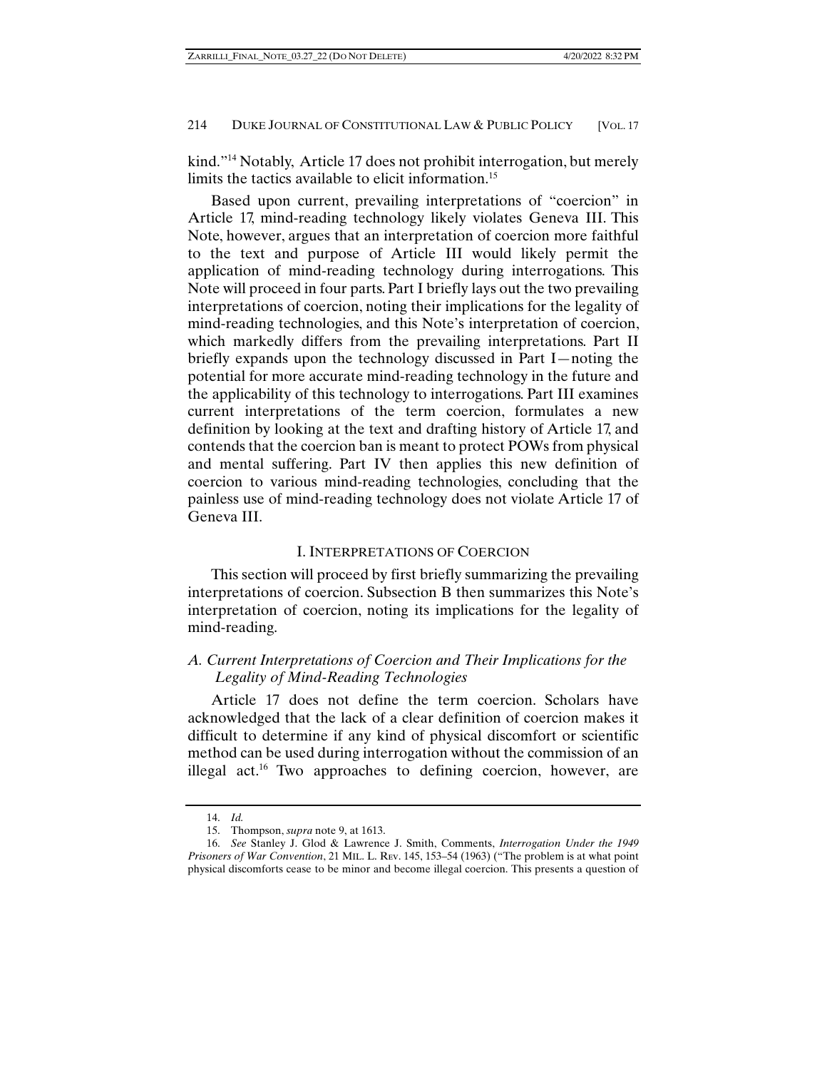kind."[14] Notably, Article 17 does not prohibit interrogation, but merely limits the tactics available to elicit information.[15]

Based upon current, prevailing interpretations of "coercion" in Article 17, mind-reading technology likely violates Geneva III. This Note, however, argues that an interpretation of coercion more faithful to the text and purpose of Article III would likely permit the application of mind-reading technology during interrogations. This Note will proceed in four parts. Part I briefly lays out the two prevailing interpretations of coercion, noting their implications for the legality of mind-reading technologies, and this Note's interpretation of coercion, which markedly differs from the prevailing interpretations. Part II briefly expands upon the technology discussed in Part I—noting the potential for more accurate mind-reading technology in the future and the applicability of this technology to interrogations. Part III examines current interpretations of the term coercion, formulates a new definition by looking at the text and drafting history of Article 17, and contends that the coercion ban is meant to protect POWs from physical and mental suffering. Part IV then applies this new definition of coercion to various mind-reading technologies, concluding that the painless use of mind-reading technology does not violate Article 17 of Geneva III.

## I. INTERPRETATIONS OF COERCION

This section will proceed by first briefly summarizing the prevailing interpretations of coercion. Subsection B then summarizes this Note's interpretation of coercion, noting its implications for the legality of mind-reading.

### *A. Current Interpretations of Coercion and Their Implications for the Legality of Mind-Reading Technologies*

Article 17 does not define the term coercion. Scholars have acknowledged that the lack of a clear definition of coercion makes it difficult to determine if any kind of physical discomfort or scientific method can be used during interrogation without the commission of an illegal act.[16] Two approaches to defining coercion, however, are

---

14. *Id.*

15. Thompson, *supra* note 9, at 1613.

16. *See* Stanley J. Glod & Lawrence J. Smith, Comments, *Interrogation Under the 1949 Prisoners of War Convention*, 21 MIL. L. REV. 145, 153–54 (1963) ("The problem is at what point physical discomforts cease to be minor and become illegal coercion. This presents a question of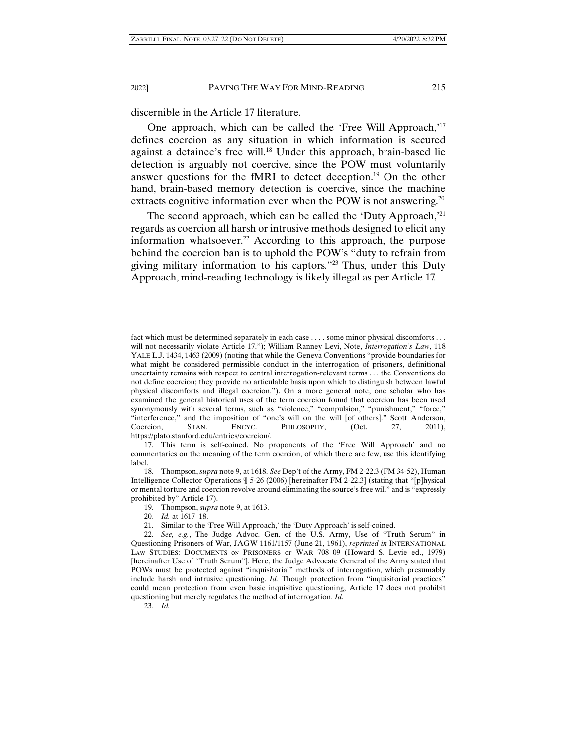discernible in the Article 17 literature.

One approach, which can be called the 'Free Will Approach,'[17] defines coercion as any situation in which information is secured against a detainee's free will.[18] Under this approach, brain-based lie detection is arguably not coercive, since the POW must voluntarily answer questions for the fMRI to detect deception.[19] On the other hand, brain-based memory detection is coercive, since the machine extracts cognitive information even when the POW is not answering.[20]

The second approach, which can be called the 'Duty Approach,'[21] regards as coercion all harsh or intrusive methods designed to elicit any information whatsoever.[22] According to this approach, the purpose behind the coercion ban is to uphold the POW's "duty to refrain from giving military information to his captors."[23] Thus, under this Duty Approach, mind-reading technology is likely illegal as per Article 17.

---

fact which must be determined separately in each case . . . . some minor physical discomforts . . . will not necessarily violate Article 17."); William Ranney Levi, Note, *Interrogation's Law*, 118 YALE L.J. 1434, 1463 (2009) (noting that while the Geneva Conventions "provide boundaries for what might be considered permissible conduct in the interrogation of prisoners, definitional uncertainty remains with respect to central interrogation-relevant terms . . . the Conventions do not define coercion; they provide no articulable basis upon which to distinguish between lawful physical discomforts and illegal coercion."). On a more general note, one scholar who has examined the general historical uses of the term coercion found that coercion has been used synonymously with several terms, such as "violence," "compulsion," "punishment," "force," "interference," and the imposition of "one's will on the will [of others]." Scott Anderson, Coercion, STAN. ENCYC. PHILOSOPHY, (Oct. 27, 2011), https://plato.stanford.edu/entries/coercion/.

17. This term is self-coined. No proponents of the 'Free Will Approach' and no commentaries on the meaning of the term coercion, of which there are few, use this identifying label.

18. Thompson, *supra* note 9, at 1618. *See* Dep't of the Army, FM 2-22.3 (FM 34-52), Human Intelligence Collector Operations ¶ 5-26 (2006) [hereinafter FM 2-22.3] (stating that "[p]hysical or mental torture and coercion revolve around eliminating the source's free will" and is "expressly prohibited by" Article 17).

19. Thompson, *supra* note 9, at 1613.

20. *Id.* at 1617–18.

21. Similar to the 'Free Will Approach,' the 'Duty Approach' is self-coined.

22. *See, e.g.*, The Judge Advoc. Gen. of the U.S. Army, Use of "Truth Serum" in Questioning Prisoners of War, JAGW 1161/1157 (June 21, 1961), *reprinted in* INTERNATIONAL LAW STUDIES: DOCUMENTS ON PRISONERS OF WAR 708–09 (Howard S. Levie ed., 1979) [hereinafter Use of "Truth Serum"]. Here, the Judge Advocate General of the Army stated that POWs must be protected against "inquisitorial" methods of interrogation, which presumably include harsh and intrusive questioning. *Id.* Though protection from "inquisitorial practices" could mean protection from even basic inquisitive questioning, Article 17 does not prohibit questioning but merely regulates the method of interrogation. *Id.*

23. *Id.*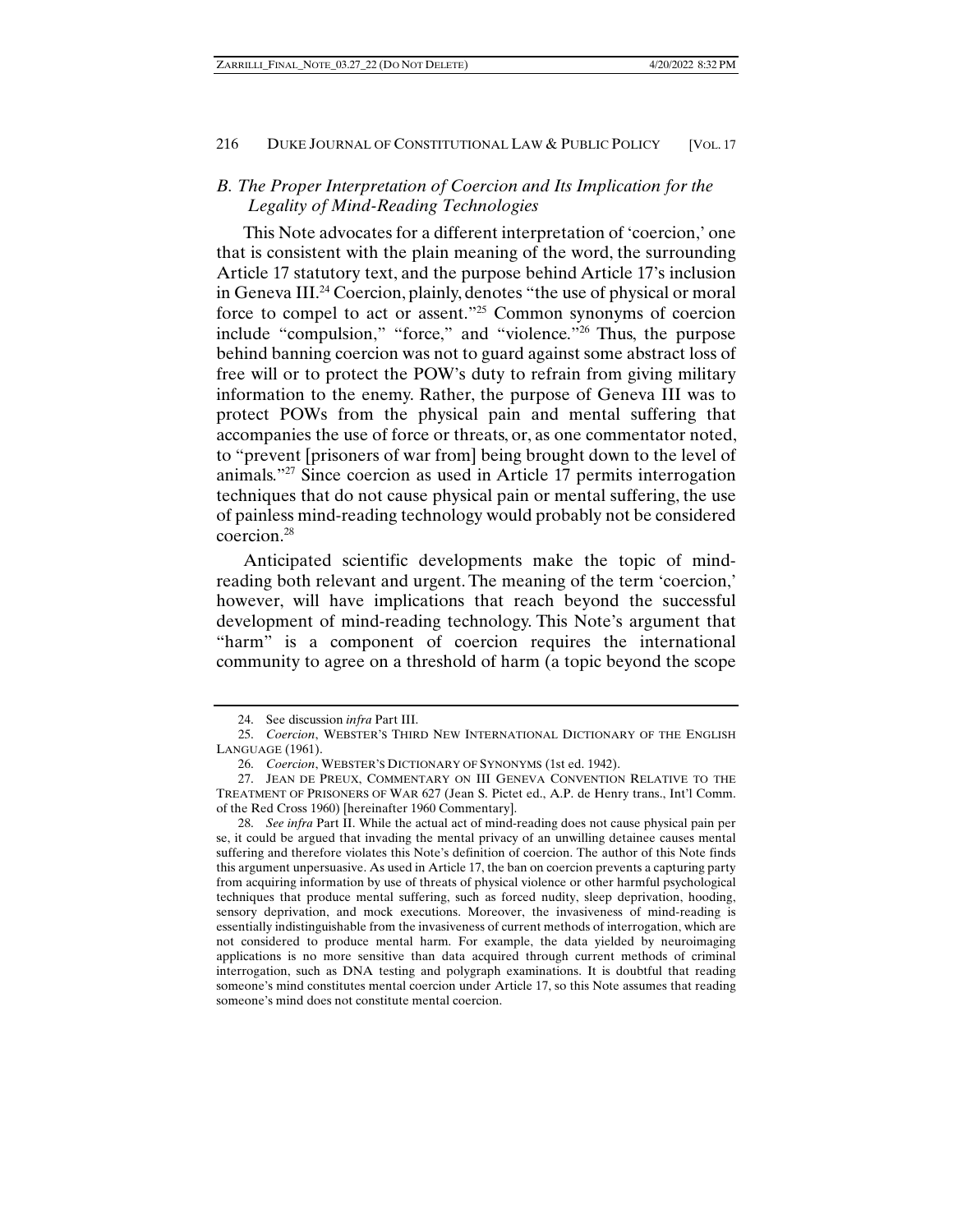### *B. The Proper Interpretation of Coercion and Its Implication for the Legality of Mind-Reading Technologies*

This Note advocates for a different interpretation of 'coercion,' one that is consistent with the plain meaning of the word, the surrounding Article 17 statutory text, and the purpose behind Article 17's inclusion in Geneva III.[24] Coercion, plainly, denotes "the use of physical or moral force to compel to act or assent."[25] Common synonyms of coercion include "compulsion," "force," and "violence."[26] Thus, the purpose behind banning coercion was not to guard against some abstract loss of free will or to protect the POW's duty to refrain from giving military information to the enemy. Rather, the purpose of Geneva III was to protect POWs from the physical pain and mental suffering that accompanies the use of force or threats, or, as one commentator noted, to "prevent [prisoners of war from] being brought down to the level of animals."[27] Since coercion as used in Article 17 permits interrogation techniques that do not cause physical pain or mental suffering, the use of painless mind-reading technology would probably not be considered coercion.[28]

Anticipated scientific developments make the topic of mind-reading both relevant and urgent. The meaning of the term 'coercion,' however, will have implications that reach beyond the successful development of mind-reading technology. This Note's argument that "harm" is a component of coercion requires the international community to agree on a threshold of harm (a topic beyond the scope

---

24. See discussion *infra* Part III.

25. *Coercion*, WEBSTER'S THIRD NEW INTERNATIONAL DICTIONARY OF THE ENGLISH LANGUAGE (1961).

26. *Coercion*, WEBSTER'S DICTIONARY OF SYNONYMS (1st ed. 1942).

27. JEAN DE PREUX, COMMENTARY ON III GENEVA CONVENTION RELATIVE TO THE TREATMENT OF PRISONERS OF WAR 627 (Jean S. Pictet ed., A.P. de Henry trans., Int'l Comm. of the Red Cross 1960) [hereinafter 1960 Commentary].

28. *See infra* Part II. While the actual act of mind-reading does not cause physical pain per se, it could be argued that invading the mental privacy of an unwilling detainee causes mental suffering and therefore violates this Note's definition of coercion. The author of this Note finds this argument unpersuasive. As used in Article 17, the ban on coercion prevents a capturing party from acquiring information by use of threats of physical violence or other harmful psychological techniques that produce mental suffering, such as forced nudity, sleep deprivation, hooding, sensory deprivation, and mock executions. Moreover, the invasiveness of mind-reading is essentially indistinguishable from the invasiveness of current methods of interrogation, which are not considered to produce mental harm. For example, the data yielded by neuroimaging applications is no more sensitive than data acquired through current methods of criminal interrogation, such as DNA testing and polygraph examinations. It is doubtful that reading someone's mind constitutes mental coercion under Article 17, so this Note assumes that reading someone's mind does not constitute mental coercion.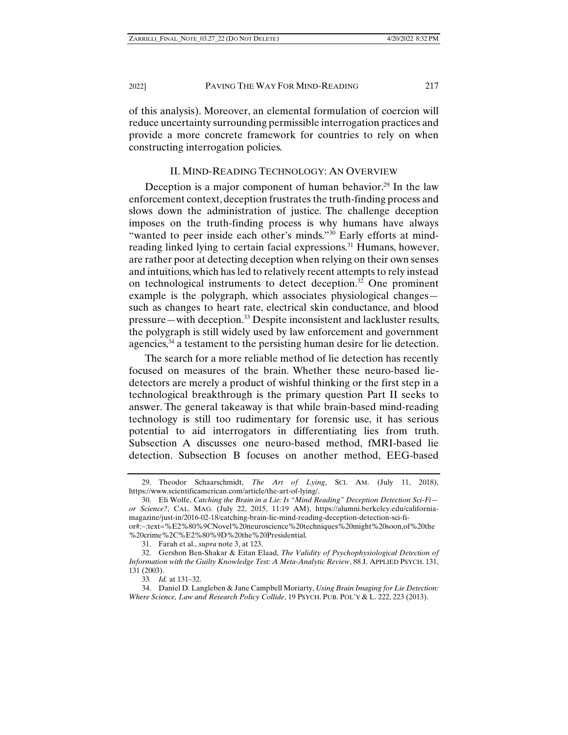of this analysis). Moreover, an elemental formulation of coercion will reduce uncertainty surrounding permissible interrogation practices and provide a more concrete framework for countries to rely on when constructing interrogation policies.

## II. Mind-Reading Technology: An Overview

Deception is a major component of human behavior.[29] In the law enforcement context, deception frustrates the truth-finding process and slows down the administration of justice. The challenge deception imposes on the truth-finding process is why humans have always "wanted to peer inside each other's minds."[30] Early efforts at mind-reading linked lying to certain facial expressions.[31] Humans, however, are rather poor at detecting deception when relying on their own senses and intuitions, which has led to relatively recent attempts to rely instead on technological instruments to detect deception.[32] One prominent example is the polygraph, which associates physiological changes—such as changes to heart rate, electrical skin conductance, and blood pressure—with deception.[33] Despite inconsistent and lackluster results, the polygraph is still widely used by law enforcement and government agencies,[34] a testament to the persisting human desire for lie detection.

The search for a more reliable method of lie detection has recently focused on measures of the brain. Whether these neuro-based lie-detectors are merely a product of wishful thinking or the first step in a technological breakthrough is the primary question Part II seeks to answer. The general takeaway is that while brain-based mind-reading technology is still too rudimentary for forensic use, it has serious potential to aid interrogators in differentiating lies from truth. Subsection A discusses one neuro-based method, fMRI-based lie detection. Subsection B focuses on another method, EEG-based

---

29. Theodor Schaarschmidt, *The Art of Lying*, SCI. AM. (July 11, 2018), https://www.scientificamerican.com/article/the-art-of-lying/.

30. Eli Wolfe, *Catching the Brain in a Lie: Is "Mind Reading" Deception Detection Sci-Fi—or Science?*, CAL. MAG. (July 22, 2015, 11:19 AM), https://alumni.berkeley.edu/california-magazine/just-in/2016-02-18/catching-brain-lie-mind-reading-deception-detection-sci-fi-or#:~:text=%E2%80%9CNovel%20neuroscience%20techniques%20might%20soon,of%20the%20crime%2C%E2%80%9D%20the%20Presidential.

31. Farah et al., *supra* note 3, at 123.

32. Gershon Ben-Shakar & Eitan Elaad, *The Validity of Psychophysiological Detection of Information with the Guilty Knowledge Test: A Meta-Analytic Review*, 88 J. APPLIED PSYCH. 131, 131 (2003).

33. *Id.* at 131–32.

34. Daniel D. Langleben & Jane Campbell Moriarty, *Using Brain Imaging for Lie Detection: Where Science, Law and Research Policy Collide*, 19 PSYCH. PUB. POL'Y & L. 222, 223 (2013).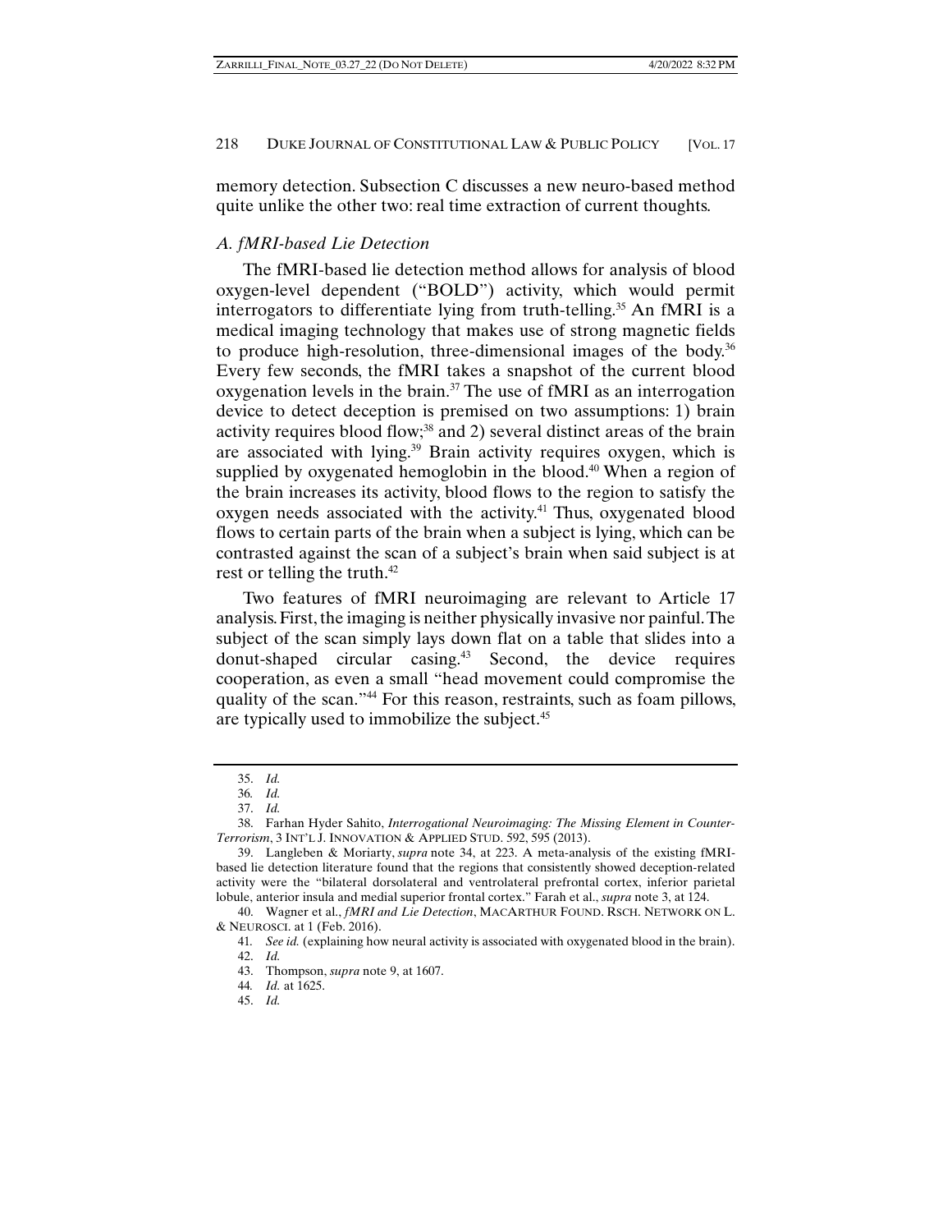memory detection. Subsection C discusses a new neuro-based method quite unlike the other two: real time extraction of current thoughts.

### *A. fMRI-based Lie Detection*

The fMRI-based lie detection method allows for analysis of blood oxygen-level dependent ("BOLD") activity, which would permit interrogators to differentiate lying from truth-telling.[35] An fMRI is a medical imaging technology that makes use of strong magnetic fields to produce high-resolution, three-dimensional images of the body.[36] Every few seconds, the fMRI takes a snapshot of the current blood oxygenation levels in the brain.[37] The use of fMRI as an interrogation device to detect deception is premised on two assumptions: 1) brain activity requires blood flow;[38] and 2) several distinct areas of the brain are associated with lying.[39] Brain activity requires oxygen, which is supplied by oxygenated hemoglobin in the blood.[40] When a region of the brain increases its activity, blood flows to the region to satisfy the oxygen needs associated with the activity.[41] Thus, oxygenated blood flows to certain parts of the brain when a subject is lying, which can be contrasted against the scan of a subject's brain when said subject is at rest or telling the truth.[42]

Two features of fMRI neuroimaging are relevant to Article 17 analysis. First, the imaging is neither physically invasive nor painful. The subject of the scan simply lays down flat on a table that slides into a donut-shaped circular casing.[43] Second, the device requires cooperation, as even a small "head movement could compromise the quality of the scan."[44] For this reason, restraints, such as foam pillows, are typically used to immobilize the subject.[45]

---

35. *Id.*

36. *Id.*

37. *Id.*

38. Farhan Hyder Sahito, *Interrogational Neuroimaging: The Missing Element in Counter-Terrorism*, 3 INT'L J. INNOVATION & APPLIED STUD. 592, 595 (2013).

39. Langleben & Moriarty, *supra* note 34, at 223. A meta-analysis of the existing fMRI-based lie detection literature found that the regions that consistently showed deception-related activity were the "bilateral dorsolateral and ventrolateral prefrontal cortex, inferior parietal lobule, anterior insula and medial superior frontal cortex." Farah et al., *supra* note 3, at 124.

40. Wagner et al., *fMRI and Lie Detection*, MACARTHUR FOUND. RSCH. NETWORK ON L. & NEUROSCI. at 1 (Feb. 2016).

41. *See id.* (explaining how neural activity is associated with oxygenated blood in the brain).

42. *Id.*

43. Thompson, *supra* note 9, at 1607.

44. *Id.* at 1625.

45. *Id.*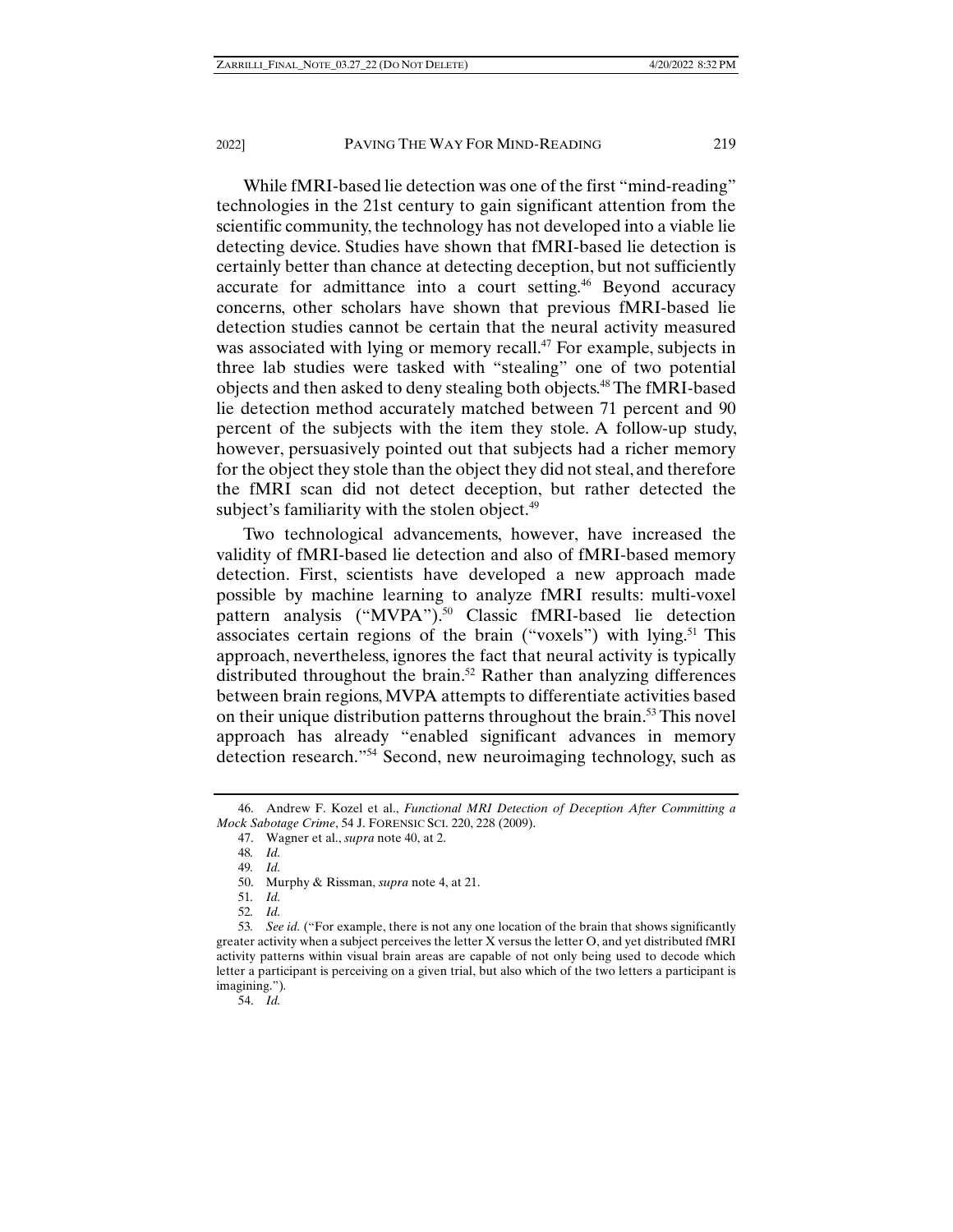While fMRI-based lie detection was one of the first "mind-reading" technologies in the 21st century to gain significant attention from the scientific community, the technology has not developed into a viable lie detecting device. Studies have shown that fMRI-based lie detection is certainly better than chance at detecting deception, but not sufficiently accurate for admittance into a court setting.[46] Beyond accuracy concerns, other scholars have shown that previous fMRI-based lie detection studies cannot be certain that the neural activity measured was associated with lying or memory recall.[47] For example, subjects in three lab studies were tasked with "stealing" one of two potential objects and then asked to deny stealing both objects.[48] The fMRI-based lie detection method accurately matched between 71 percent and 90 percent of the subjects with the item they stole. A follow-up study, however, persuasively pointed out that subjects had a richer memory for the object they stole than the object they did not steal, and therefore the fMRI scan did not detect deception, but rather detected the subject's familiarity with the stolen object.[49]

Two technological advancements, however, have increased the validity of fMRI-based lie detection and also of fMRI-based memory detection. First, scientists have developed a new approach made possible by machine learning to analyze fMRI results: multi-voxel pattern analysis ("MVPA").[50] Classic fMRI-based lie detection associates certain regions of the brain ("voxels") with lying.[51] This approach, nevertheless, ignores the fact that neural activity is typically distributed throughout the brain.[52] Rather than analyzing differences between brain regions, MVPA attempts to differentiate activities based on their unique distribution patterns throughout the brain.[53] This novel approach has already "enabled significant advances in memory detection research."[54] Second, new neuroimaging technology, such as

---

46. Andrew F. Kozel et al., *Functional MRI Detection of Deception After Committing a Mock Sabotage Crime*, 54 J. FORENSIC SCI. 220, 228 (2009).

47. Wagner et al., *supra* note 40, at 2.

48. *Id.*

49. *Id.*

50. Murphy & Rissman, *supra* note 4, at 21.

51. *Id.*

52. *Id.*

53. *See id.* ("For example, there is not any one location of the brain that shows significantly greater activity when a subject perceives the letter X versus the letter O, and yet distributed fMRI activity patterns within visual brain areas are capable of not only being used to decode which letter a participant is perceiving on a given trial, but also which of the two letters a participant is imagining.").

54. *Id.*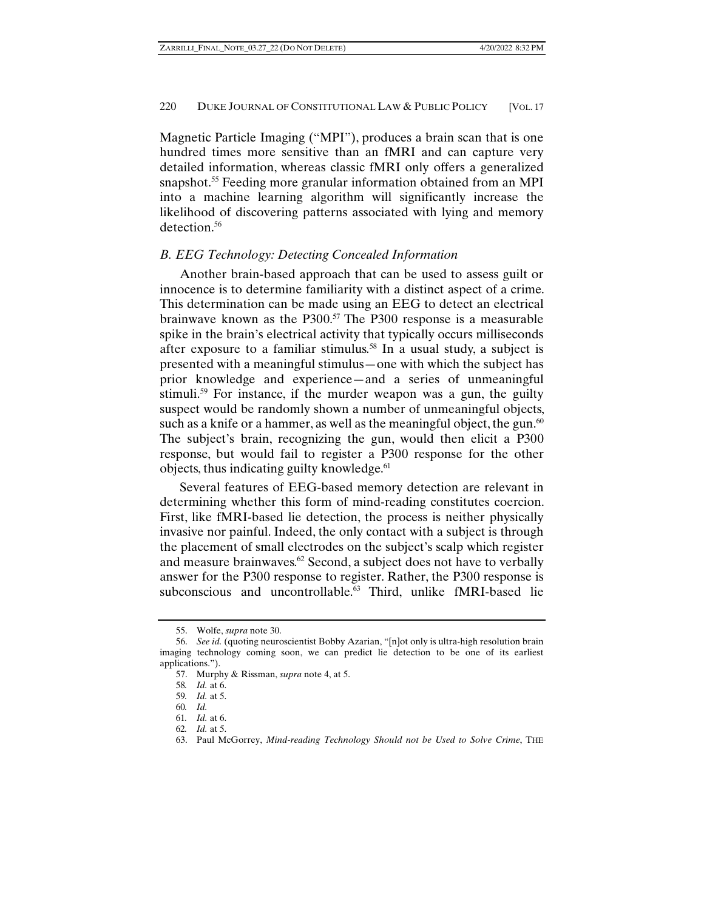Magnetic Particle Imaging ("MPI"), produces a brain scan that is one hundred times more sensitive than an fMRI and can capture very detailed information, whereas classic fMRI only offers a generalized snapshot.[55] Feeding more granular information obtained from an MPI into a machine learning algorithm will significantly increase the likelihood of discovering patterns associated with lying and memory detection.[56]

### *B. EEG Technology: Detecting Concealed Information*

Another brain-based approach that can be used to assess guilt or innocence is to determine familiarity with a distinct aspect of a crime. This determination can be made using an EEG to detect an electrical brainwave known as the P300.[57] The P300 response is a measurable spike in the brain's electrical activity that typically occurs milliseconds after exposure to a familiar stimulus.[58] In a usual study, a subject is presented with a meaningful stimulus—one with which the subject has prior knowledge and experience—and a series of unmeaningful stimuli.[59] For instance, if the murder weapon was a gun, the guilty suspect would be randomly shown a number of unmeaningful objects, such as a knife or a hammer, as well as the meaningful object, the gun.[60] The subject's brain, recognizing the gun, would then elicit a P300 response, but would fail to register a P300 response for the other objects, thus indicating guilty knowledge.[61]

Several features of EEG-based memory detection are relevant in determining whether this form of mind-reading constitutes coercion. First, like fMRI-based lie detection, the process is neither physically invasive nor painful. Indeed, the only contact with a subject is through the placement of small electrodes on the subject's scalp which register and measure brainwaves.[62] Second, a subject does not have to verbally answer for the P300 response to register. Rather, the P300 response is subconscious and uncontrollable.[63] Third, unlike fMRI-based lie

---

55. Wolfe, *supra* note 30.

56. *See id.* (quoting neuroscientist Bobby Azarian, "[n]ot only is ultra-high resolution brain imaging technology coming soon, we can predict lie detection to be one of its earliest applications.").

57. Murphy & Rissman, *supra* note 4, at 5.

58. *Id.* at 6.

59. *Id.* at 5.

60. *Id.*

61. *Id.* at 6.

62. *Id.* at 5.

63. Paul McGorrey, *Mind-reading Technology Should not be Used to Solve Crime*, THE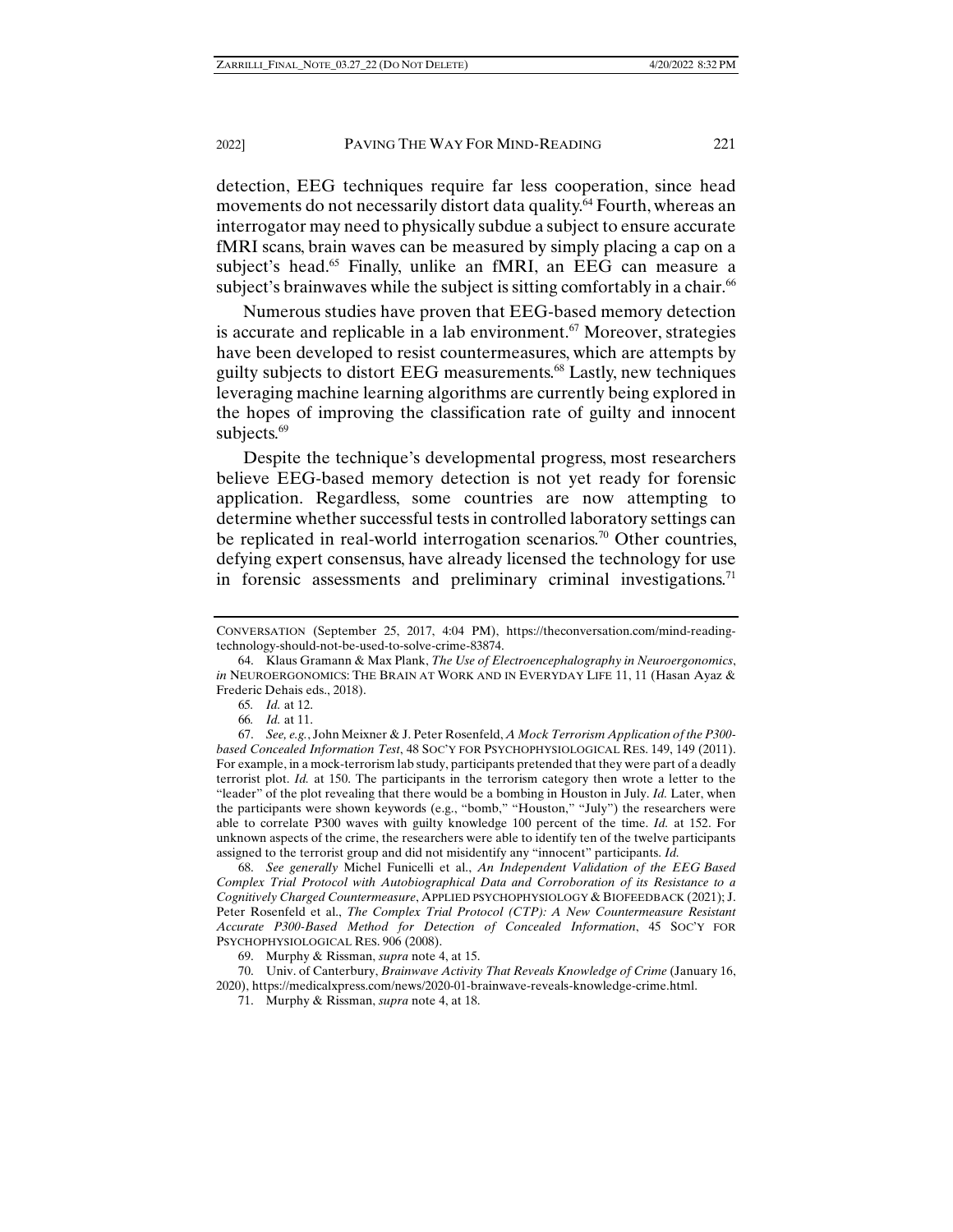detection, EEG techniques require far less cooperation, since head movements do not necessarily distort data quality.[64] Fourth, whereas an interrogator may need to physically subdue a subject to ensure accurate fMRI scans, brain waves can be measured by simply placing a cap on a subject's head.[65] Finally, unlike an fMRI, an EEG can measure a subject's brainwaves while the subject is sitting comfortably in a chair.[66]

Numerous studies have proven that EEG-based memory detection is accurate and replicable in a lab environment.[67] Moreover, strategies have been developed to resist countermeasures, which are attempts by guilty subjects to distort EEG measurements.[68] Lastly, new techniques leveraging machine learning algorithms are currently being explored in the hopes of improving the classification rate of guilty and innocent subjects.[69]

Despite the technique's developmental progress, most researchers believe EEG-based memory detection is not yet ready for forensic application. Regardless, some countries are now attempting to determine whether successful tests in controlled laboratory settings can be replicated in real-world interrogation scenarios.[70] Other countries, defying expert consensus, have already licensed the technology for use in forensic assessments and preliminary criminal investigations.[71]

---

CONVERSATION (September 25, 2017, 4:04 PM), https://theconversation.com/mind-reading-technology-should-not-be-used-to-solve-crime-83874.

64. Klaus Gramann & Max Plank, *The Use of Electroencephalography in Neuroergonomics*, *in* NEUROERGONOMICS: THE BRAIN AT WORK AND IN EVERYDAY LIFE 11, 11 (Hasan Ayaz & Frederic Dehais eds., 2018).

65. *Id.* at 12.

66. *Id.* at 11.

67. *See, e.g.*, John Meixner & J. Peter Rosenfeld, *A Mock Terrorism Application of the P300-based Concealed Information Test*, 48 SOC'Y FOR PSYCHOPHYSIOLOGICAL RES. 149, 149 (2011). For example, in a mock-terrorism lab study, participants pretended that they were part of a deadly terrorist plot. *Id.* at 150. The participants in the terrorism category then wrote a letter to the "leader" of the plot revealing that there would be a bombing in Houston in July. *Id.* Later, when the participants were shown keywords (e.g., "bomb," "Houston," "July") the researchers were able to correlate P300 waves with guilty knowledge 100 percent of the time. *Id.* at 152. For unknown aspects of the crime, the researchers were able to identify ten of the twelve participants assigned to the terrorist group and did not misidentify any "innocent" participants. *Id.*

68. *See generally* Michel Funicelli et al., *An Independent Validation of the EEG Based Complex Trial Protocol with Autobiographical Data and Corroboration of its Resistance to a Cognitively Charged Countermeasure*, APPLIED PSYCHOPHYSIOLOGY & BIOFEEDBACK (2021); J. Peter Rosenfeld et al., *The Complex Trial Protocol (CTP): A New Countermeasure Resistant Accurate P300-Based Method for Detection of Concealed Information*, 45 SOC'Y FOR PSYCHOPHYSIOLOGICAL RES. 906 (2008).

69. Murphy & Rissman, *supra* note 4, at 15.

70. Univ. of Canterbury, *Brainwave Activity That Reveals Knowledge of Crime* (January 16, 2020), https://medicalxpress.com/news/2020-01-brainwave-reveals-knowledge-crime.html.

71. Murphy & Rissman, *supra* note 4, at 18.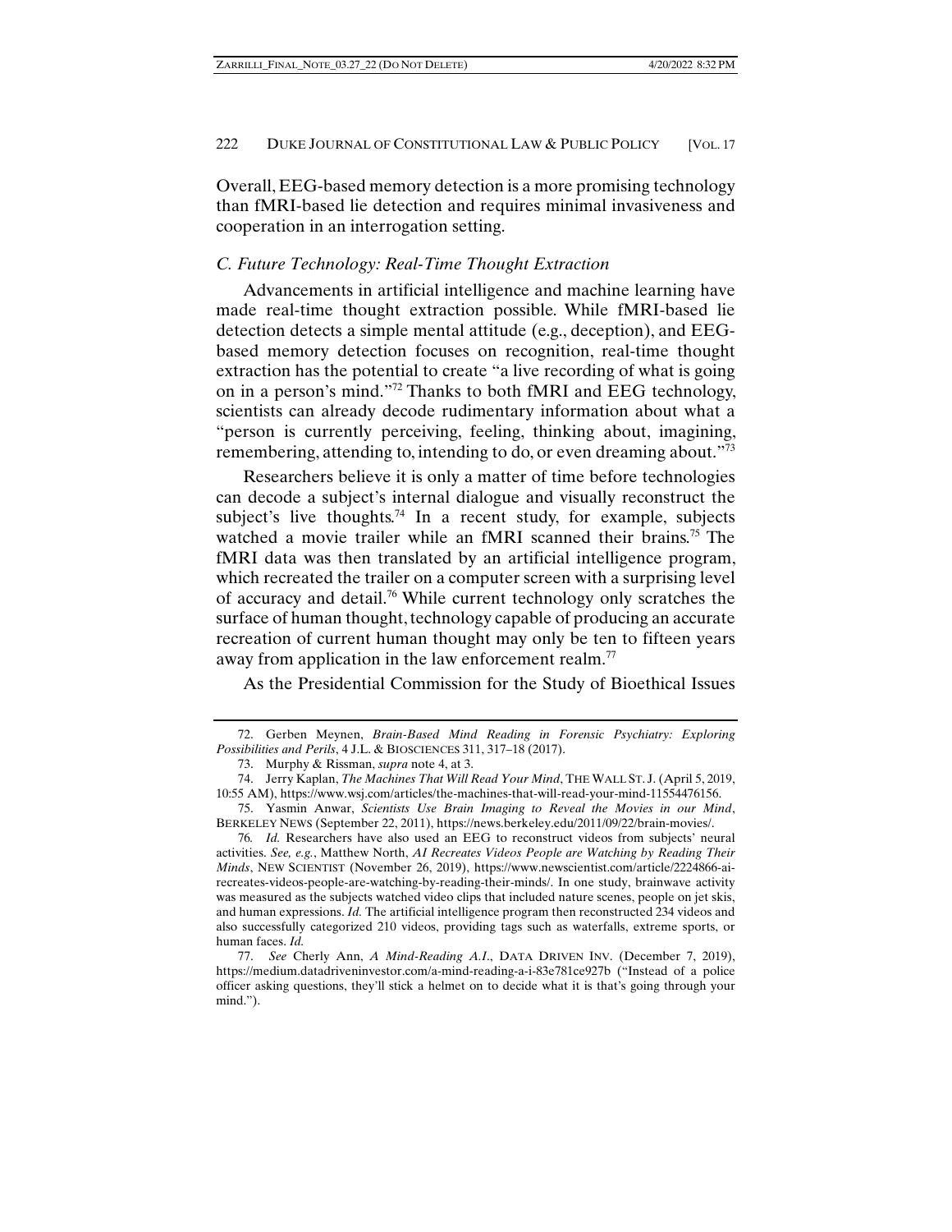Overall, EEG-based memory detection is a more promising technology than fMRI-based lie detection and requires minimal invasiveness and cooperation in an interrogation setting.

### *C. Future Technology: Real-Time Thought Extraction*

Advancements in artificial intelligence and machine learning have made real-time thought extraction possible. While fMRI-based lie detection detects a simple mental attitude (e.g., deception), and EEG-based memory detection focuses on recognition, real-time thought extraction has the potential to create "a live recording of what is going on in a person's mind."[72] Thanks to both fMRI and EEG technology, scientists can already decode rudimentary information about what a "person is currently perceiving, feeling, thinking about, imagining, remembering, attending to, intending to do, or even dreaming about."[73]

Researchers believe it is only a matter of time before technologies can decode a subject's internal dialogue and visually reconstruct the subject's live thoughts.[74] In a recent study, for example, subjects watched a movie trailer while an fMRI scanned their brains.[75] The fMRI data was then translated by an artificial intelligence program, which recreated the trailer on a computer screen with a surprising level of accuracy and detail.[76] While current technology only scratches the surface of human thought, technology capable of producing an accurate recreation of current human thought may only be ten to fifteen years away from application in the law enforcement realm.[77]

As the Presidential Commission for the Study of Bioethical Issues

---

72. Gerben Meynen, *Brain-Based Mind Reading in Forensic Psychiatry: Exploring Possibilities and Perils*, 4 J.L. & BIOSCIENCES 311, 317–18 (2017).

73. Murphy & Rissman, *supra* note 4, at 3.

74. Jerry Kaplan, *The Machines That Will Read Your Mind*, THE WALL ST. J. (April 5, 2019, 10:55 AM), https://www.wsj.com/articles/the-machines-that-will-read-your-mind-11554476156.

75. Yasmin Anwar, *Scientists Use Brain Imaging to Reveal the Movies in our Mind*, BERKELEY NEWS (September 22, 2011), https://news.berkeley.edu/2011/09/22/brain-movies/.

76. *Id.* Researchers have also used an EEG to reconstruct videos from subjects' neural activities. *See, e.g.*, Matthew North, *AI Recreates Videos People are Watching by Reading Their Minds*, NEW SCIENTIST (November 26, 2019), https://www.newscientist.com/article/2224866-ai-recreates-videos-people-are-watching-by-reading-their-minds/. In one study, brainwave activity was measured as the subjects watched video clips that included nature scenes, people on jet skis, and human expressions. *Id.* The artificial intelligence program then reconstructed 234 videos and also successfully categorized 210 videos, providing tags such as waterfalls, extreme sports, or human faces. *Id.*

77. *See* Cherly Ann, *A Mind-Reading A.I.*, DATA DRIVEN INV. (December 7, 2019), https://medium.datadriveninvestor.com/a-mind-reading-a-i-83e781ce927b ("Instead of a police officer asking questions, they'll stick a helmet on to decide what it is that's going through your mind.").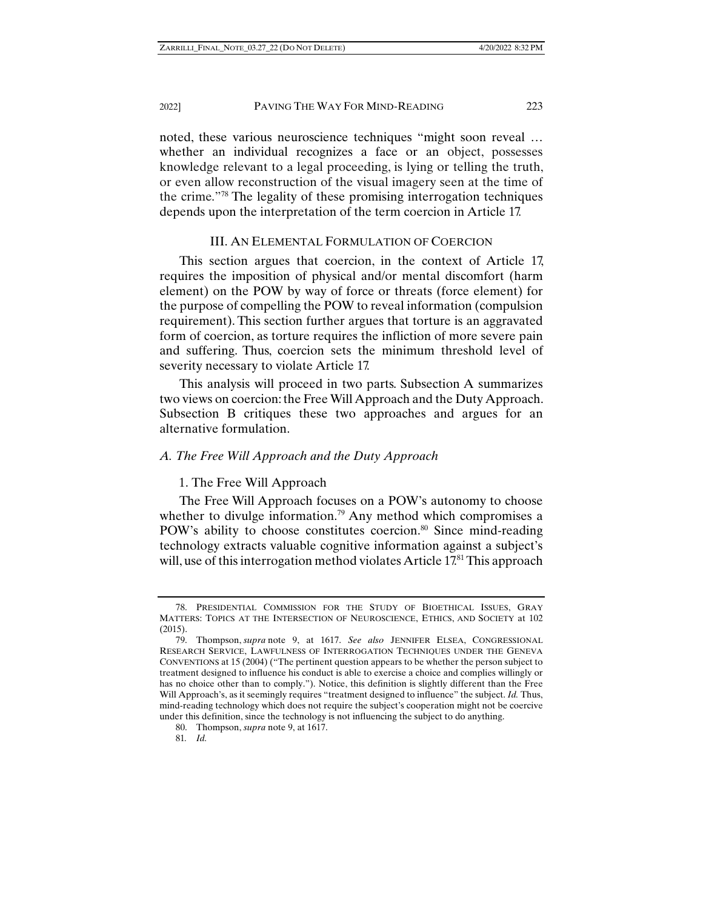noted, these various neuroscience techniques "might soon reveal … whether an individual recognizes a face or an object, possesses knowledge relevant to a legal proceeding, is lying or telling the truth, or even allow reconstruction of the visual imagery seen at the time of the crime."[78] The legality of these promising interrogation techniques depends upon the interpretation of the term coercion in Article 17.

## III. AN ELEMENTAL FORMULATION OF COERCION

This section argues that coercion, in the context of Article 17, requires the imposition of physical and/or mental discomfort (harm element) on the POW by way of force or threats (force element) for the purpose of compelling the POW to reveal information (compulsion requirement). This section further argues that torture is an aggravated form of coercion, as torture requires the infliction of more severe pain and suffering. Thus, coercion sets the minimum threshold level of severity necessary to violate Article 17.

This analysis will proceed in two parts. Subsection A summarizes two views on coercion: the Free Will Approach and the Duty Approach. Subsection B critiques these two approaches and argues for an alternative formulation.

### *A. The Free Will Approach and the Duty Approach*

#### 1. The Free Will Approach

The Free Will Approach focuses on a POW's autonomy to choose whether to divulge information.[79] Any method which compromises a POW's ability to choose constitutes coercion.[80] Since mind-reading technology extracts valuable cognitive information against a subject's will, use of this interrogation method violates Article 17.[81] This approach

---

78. PRESIDENTIAL COMMISSION FOR THE STUDY OF BIOETHICAL ISSUES, GRAY MATTERS: TOPICS AT THE INTERSECTION OF NEUROSCIENCE, ETHICS, AND SOCIETY at 102 (2015).

79. Thompson, *supra* note 9, at 1617. *See also* JENNIFER ELSEA, CONGRESSIONAL RESEARCH SERVICE, LAWFULNESS OF INTERROGATION TECHNIQUES UNDER THE GENEVA CONVENTIONS at 15 (2004) ("The pertinent question appears to be whether the person subject to treatment designed to influence his conduct is able to exercise a choice and complies willingly or has no choice other than to comply."). Notice, this definition is slightly different than the Free Will Approach's, as it seemingly requires "treatment designed to influence" the subject. *Id.* Thus, mind-reading technology which does not require the subject's cooperation might not be coercive under this definition, since the technology is not influencing the subject to do anything.

80. Thompson, *supra* note 9, at 1617.

81. *Id.*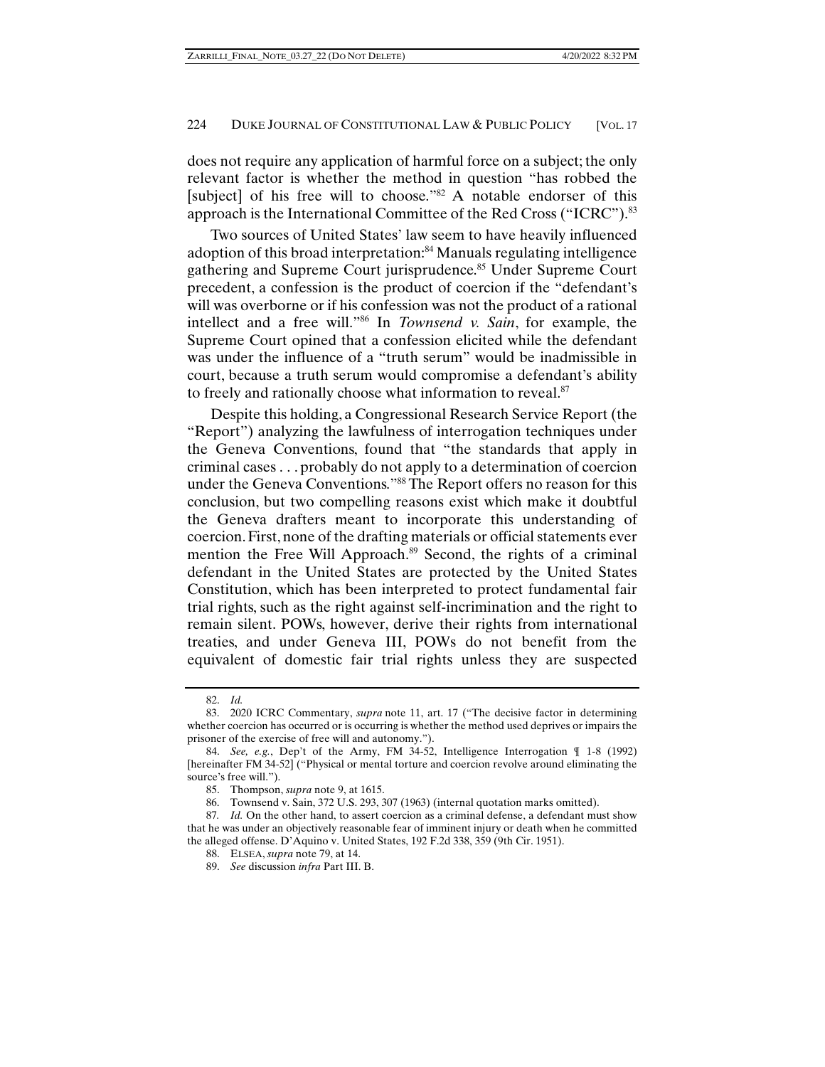does not require any application of harmful force on a subject; the only relevant factor is whether the method in question "has robbed the [subject] of his free will to choose."[82] A notable endorser of this approach is the International Committee of the Red Cross ("ICRC").[83]

Two sources of United States' law seem to have heavily influenced adoption of this broad interpretation:[84] Manuals regulating intelligence gathering and Supreme Court jurisprudence.[85] Under Supreme Court precedent, a confession is the product of coercion if the "defendant's will was overborne or if his confession was not the product of a rational intellect and a free will."[86] In *Townsend v. Sain*, for example, the Supreme Court opined that a confession elicited while the defendant was under the influence of a "truth serum" would be inadmissible in court, because a truth serum would compromise a defendant's ability to freely and rationally choose what information to reveal.[87]

Despite this holding, a Congressional Research Service Report (the "Report") analyzing the lawfulness of interrogation techniques under the Geneva Conventions, found that "the standards that apply in criminal cases . . . probably do not apply to a determination of coercion under the Geneva Conventions."[88] The Report offers no reason for this conclusion, but two compelling reasons exist which make it doubtful the Geneva drafters meant to incorporate this understanding of coercion. First, none of the drafting materials or official statements ever mention the Free Will Approach.[89] Second, the rights of a criminal defendant in the United States are protected by the United States Constitution, which has been interpreted to protect fundamental fair trial rights, such as the right against self-incrimination and the right to remain silent. POWs, however, derive their rights from international treaties, and under Geneva III, POWs do not benefit from the equivalent of domestic fair trial rights unless they are suspected

---

82. *Id.*

83. 2020 ICRC Commentary, *supra* note 11, art. 17 ("The decisive factor in determining whether coercion has occurred or is occurring is whether the method used deprives or impairs the prisoner of the exercise of free will and autonomy.").

84. *See, e.g.*, Dep't of the Army, FM 34-52, Intelligence Interrogation ¶ 1-8 (1992) [hereinafter FM 34-52] ("Physical or mental torture and coercion revolve around eliminating the source's free will.").

85. Thompson, *supra* note 9, at 1615.

86. Townsend v. Sain, 372 U.S. 293, 307 (1963) (internal quotation marks omitted).

87. *Id.* On the other hand, to assert coercion as a criminal defense, a defendant must show that he was under an objectively reasonable fear of imminent injury or death when he committed the alleged offense. D'Aquino v. United States, 192 F.2d 338, 359 (9th Cir. 1951).

88. ELSEA, *supra* note 79, at 14.

89. *See* discussion *infra* Part III. B.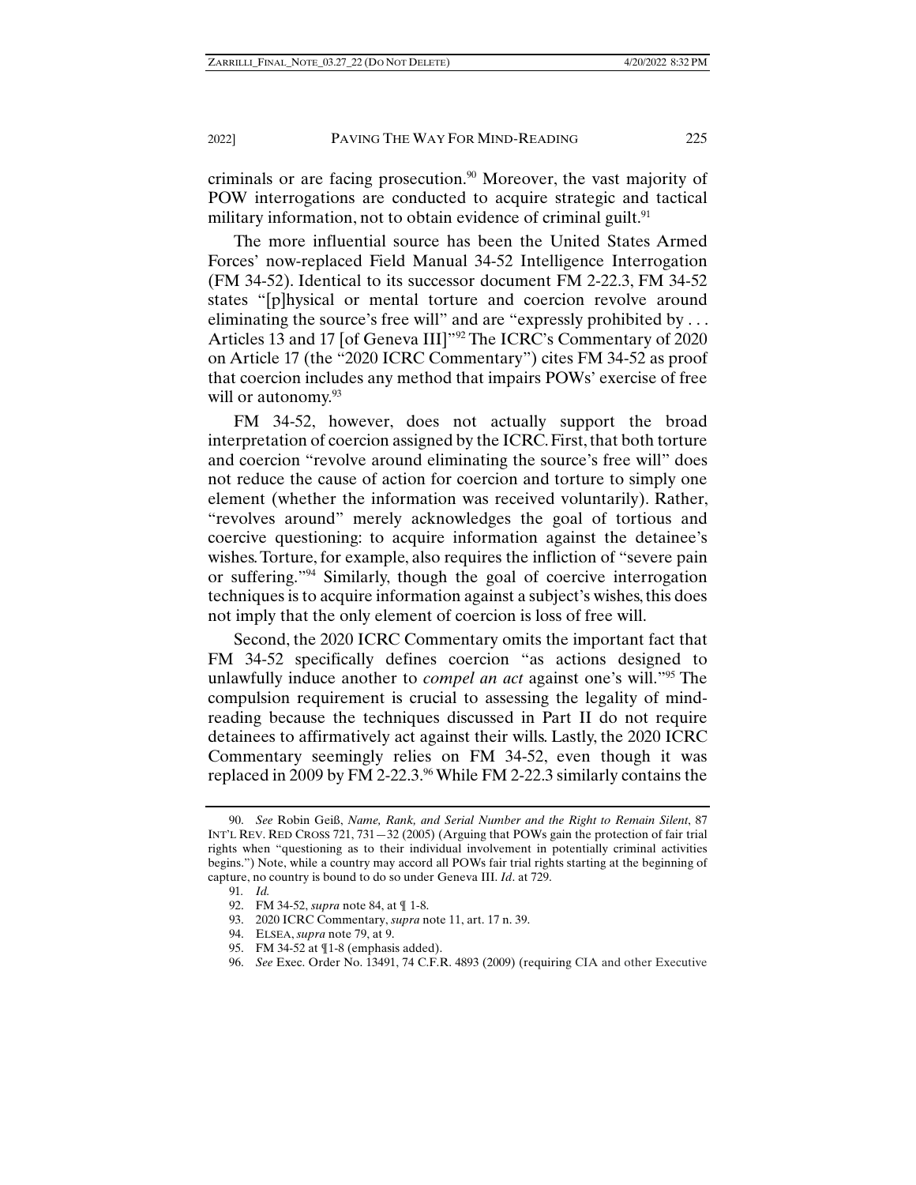criminals or are facing prosecution.[90] Moreover, the vast majority of POW interrogations are conducted to acquire strategic and tactical military information, not to obtain evidence of criminal guilt.[91]

The more influential source has been the United States Armed Forces' now-replaced Field Manual 34-52 Intelligence Interrogation (FM 34-52). Identical to its successor document FM 2-22.3, FM 34-52 states "[p]hysical or mental torture and coercion revolve around eliminating the source's free will" and are "expressly prohibited by . . . Articles 13 and 17 [of Geneva III]"[92] The ICRC's Commentary of 2020 on Article 17 (the "2020 ICRC Commentary") cites FM 34-52 as proof that coercion includes any method that impairs POWs' exercise of free will or autonomy.[93]

FM 34-52, however, does not actually support the broad interpretation of coercion assigned by the ICRC. First, that both torture and coercion "revolve around eliminating the source's free will" does not reduce the cause of action for coercion and torture to simply one element (whether the information was received voluntarily). Rather, "revolves around" merely acknowledges the goal of tortious and coercive questioning: to acquire information against the detainee's wishes. Torture, for example, also requires the infliction of "severe pain or suffering."[94] Similarly, though the goal of coercive interrogation techniques is to acquire information against a subject's wishes, this does not imply that the only element of coercion is loss of free will.

Second, the 2020 ICRC Commentary omits the important fact that FM 34-52 specifically defines coercion "as actions designed to unlawfully induce another to *compel an act* against one's will."[95] The compulsion requirement is crucial to assessing the legality of mind-reading because the techniques discussed in Part II do not require detainees to affirmatively act against their wills. Lastly, the 2020 ICRC Commentary seemingly relies on FM 34-52, even though it was replaced in 2009 by FM 2-22.3.[96] While FM 2-22.3 similarly contains the

---

90. *See* Robin Geiß, *Name, Rank, and Serial Number and the Right to Remain Silent*, 87 INT'L REV. RED CROSS 721, 731—32 (2005) (Arguing that POWs gain the protection of fair trial rights when "questioning as to their individual involvement in potentially criminal activities begins.") Note, while a country may accord all POWs fair trial rights starting at the beginning of capture, no country is bound to do so under Geneva III. *Id*. at 729.

91. *Id.*

92. FM 34-52, *supra* note 84, at ¶ 1-8.

93. 2020 ICRC Commentary, *supra* note 11, art. 17 n. 39.

94. ELSEA, *supra* note 79, at 9.

95. FM 34-52 at ¶1-8 (emphasis added).

96. *See* Exec. Order No. 13491, 74 C.F.R. 4893 (2009) (requiring CIA and other Executive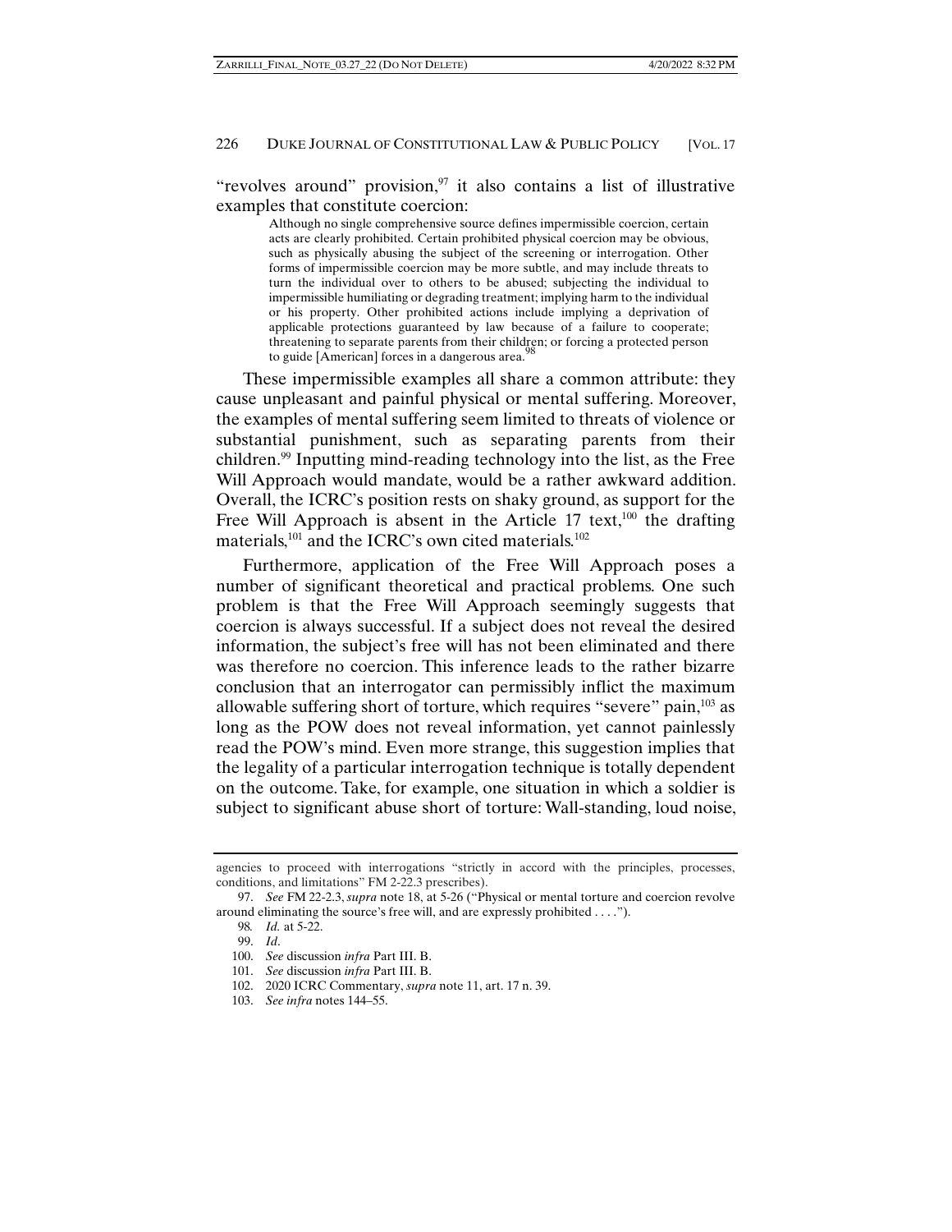"revolves around" provision,[97] it also contains a list of illustrative examples that constitute coercion:

> Although no single comprehensive source defines impermissible coercion, certain acts are clearly prohibited. Certain prohibited physical coercion may be obvious, such as physically abusing the subject of the screening or interrogation. Other forms of impermissible coercion may be more subtle, and may include threats to turn the individual over to others to be abused; subjecting the individual to impermissible humiliating or degrading treatment; implying harm to the individual or his property. Other prohibited actions include implying a deprivation of applicable protections guaranteed by law because of a failure to cooperate; threatening to separate parents from their children; or forcing a protected person to guide [American] forces in a dangerous area.[98]

These impermissible examples all share a common attribute: they cause unpleasant and painful physical or mental suffering. Moreover, the examples of mental suffering seem limited to threats of violence or substantial punishment, such as separating parents from their children.[99] Inputting mind-reading technology into the list, as the Free Will Approach would mandate, would be a rather awkward addition. Overall, the ICRC's position rests on shaky ground, as support for the Free Will Approach is absent in the Article 17 text,[100] the drafting materials,[101] and the ICRC's own cited materials.[102]

Furthermore, application of the Free Will Approach poses a number of significant theoretical and practical problems. One such problem is that the Free Will Approach seemingly suggests that coercion is always successful. If a subject does not reveal the desired information, the subject's free will has not been eliminated and there was therefore no coercion. This inference leads to the rather bizarre conclusion that an interrogator can permissibly inflict the maximum allowable suffering short of torture, which requires "severe" pain,[103] as long as the POW does not reveal information, yet cannot painlessly read the POW's mind. Even more strange, this suggestion implies that the legality of a particular interrogation technique is totally dependent on the outcome. Take, for example, one situation in which a soldier is subject to significant abuse short of torture: Wall-standing, loud noise,

---

agencies to proceed with interrogations "strictly in accord with the principles, processes, conditions, and limitations" FM 2-22.3 prescribes).

97. *See* FM 22-2.3, *supra* note 18, at 5-26 ("Physical or mental torture and coercion revolve around eliminating the source's free will, and are expressly prohibited . . . .").

98. *Id.* at 5-22.

99. *Id*.

100. *See* discussion *infra* Part III. B.

101. *See* discussion *infra* Part III. B.

102. 2020 ICRC Commentary, *supra* note 11, art. 17 n. 39.

103. *See infra* notes 144–55.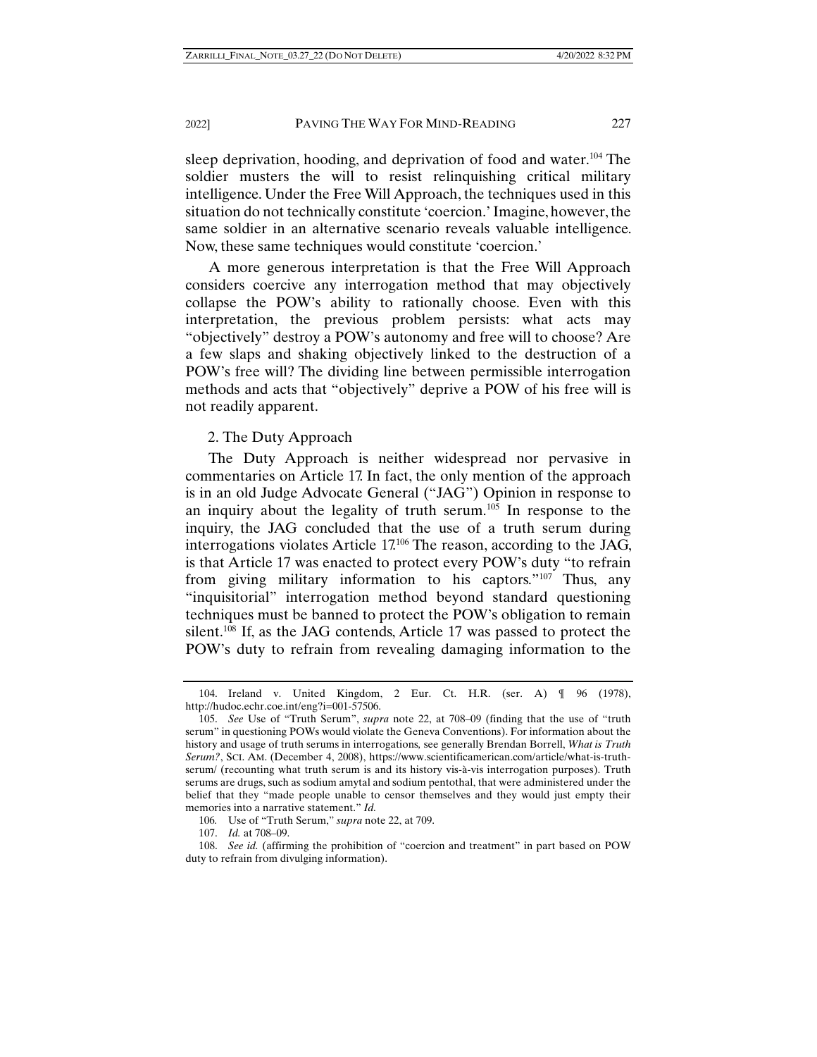sleep deprivation, hooding, and deprivation of food and water.[104] The soldier musters the will to resist relinquishing critical military intelligence. Under the Free Will Approach, the techniques used in this situation do not technically constitute 'coercion.' Imagine, however, the same soldier in an alternative scenario reveals valuable intelligence. Now, these same techniques would constitute 'coercion.'

A more generous interpretation is that the Free Will Approach considers coercive any interrogation method that may objectively collapse the POW's ability to rationally choose. Even with this interpretation, the previous problem persists: what acts may "objectively" destroy a POW's autonomy and free will to choose? Are a few slaps and shaking objectively linked to the destruction of a POW's free will? The dividing line between permissible interrogation methods and acts that "objectively" deprive a POW of his free will is not readily apparent.

2. The Duty Approach

The Duty Approach is neither widespread nor pervasive in commentaries on Article 17. In fact, the only mention of the approach is in an old Judge Advocate General ("JAG") Opinion in response to an inquiry about the legality of truth serum.[105] In response to the inquiry, the JAG concluded that the use of a truth serum during interrogations violates Article 17.[106] The reason, according to the JAG, is that Article 17 was enacted to protect every POW's duty "to refrain from giving military information to his captors."[107] Thus, any "inquisitorial" interrogation method beyond standard questioning techniques must be banned to protect the POW's obligation to remain silent.[108] If, as the JAG contends, Article 17 was passed to protect the POW's duty to refrain from revealing damaging information to the

104. Ireland v. United Kingdom, 2 Eur. Ct. H.R. (ser. A) ¶ 96 (1978), http://hudoc.echr.coe.int/eng?i=001-57506.

105. *See* Use of "Truth Serum", *supra* note 22, at 708–09 (finding that the use of "truth serum" in questioning POWs would violate the Geneva Conventions). For information about the history and usage of truth serums in interrogations, see generally Brendan Borrell, *What is Truth Serum?*, SCI. AM. (December 4, 2008), https://www.scientificamerican.com/article/what-is-truth-serum/ (recounting what truth serum is and its history vis-à-vis interrogation purposes). Truth serums are drugs, such as sodium amytal and sodium pentothal, that were administered under the belief that they "made people unable to censor themselves and they would just empty their memories into a narrative statement." *Id.*

106. Use of "Truth Serum," *supra* note 22, at 709.

107. *Id.* at 708–09.

108. *See id.* (affirming the prohibition of "coercion and treatment" in part based on POW duty to refrain from divulging information).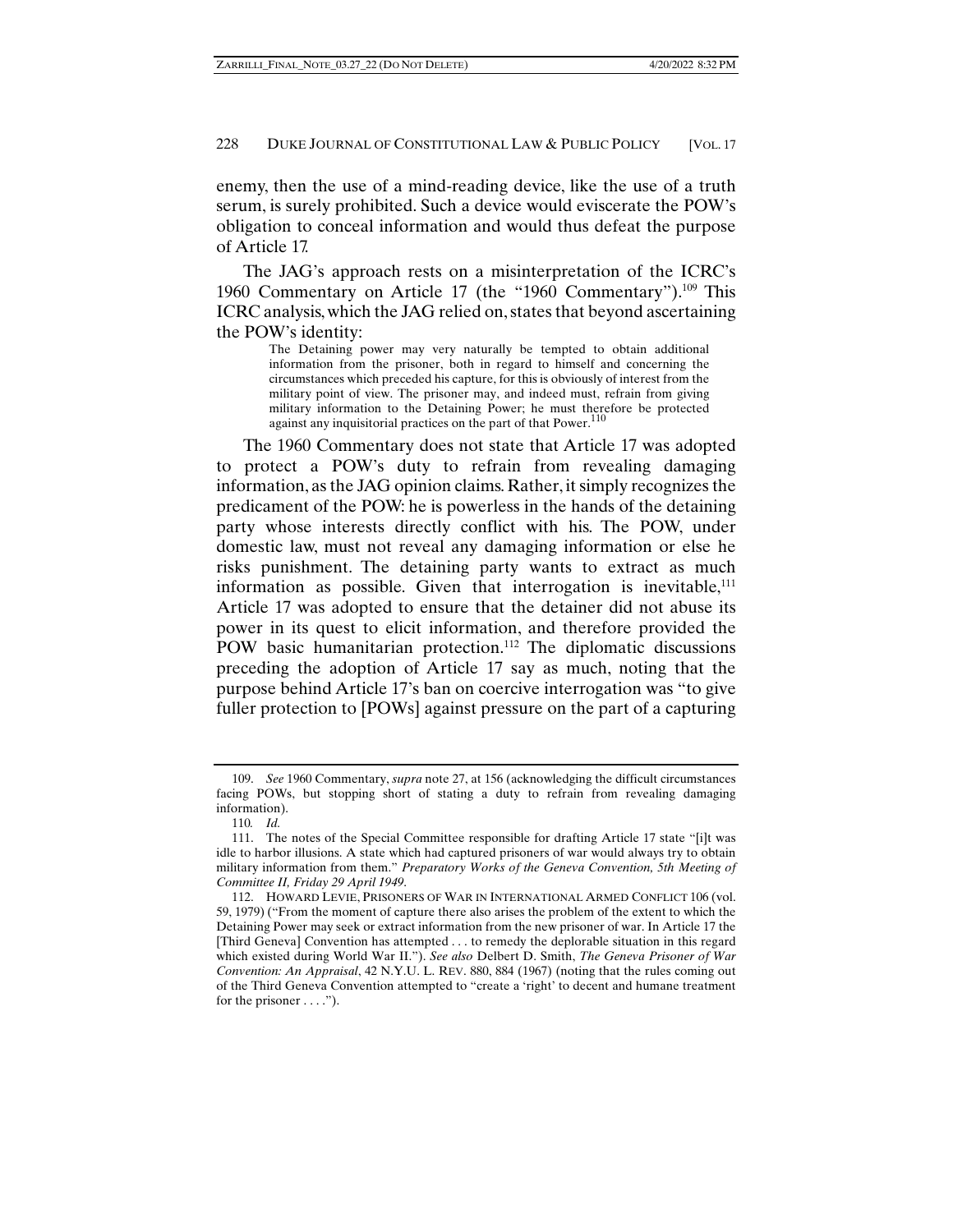enemy, then the use of a mind-reading device, like the use of a truth serum, is surely prohibited. Such a device would eviscerate the POW's obligation to conceal information and would thus defeat the purpose of Article 17.

The JAG's approach rests on a misinterpretation of the ICRC's 1960 Commentary on Article 17 (the "1960 Commentary").[109] This ICRC analysis, which the JAG relied on, states that beyond ascertaining the POW's identity:

> The Detaining power may very naturally be tempted to obtain additional information from the prisoner, both in regard to himself and concerning the circumstances which preceded his capture, for this is obviously of interest from the military point of view. The prisoner may, and indeed must, refrain from giving military information to the Detaining Power; he must therefore be protected against any inquisitorial practices on the part of that Power.[110]

The 1960 Commentary does not state that Article 17 was adopted to protect a POW's duty to refrain from revealing damaging information, as the JAG opinion claims. Rather, it simply recognizes the predicament of the POW: he is powerless in the hands of the detaining party whose interests directly conflict with his. The POW, under domestic law, must not reveal any damaging information or else he risks punishment. The detaining party wants to extract as much information as possible. Given that interrogation is inevitable,[111] Article 17 was adopted to ensure that the detainer did not abuse its power in its quest to elicit information, and therefore provided the POW basic humanitarian protection.[112] The diplomatic discussions preceding the adoption of Article 17 say as much, noting that the purpose behind Article 17's ban on coercive interrogation was "to give fuller protection to [POWs] against pressure on the part of a capturing

---

109. *See* 1960 Commentary, *supra* note 27, at 156 (acknowledging the difficult circumstances facing POWs, but stopping short of stating a duty to refrain from revealing damaging information).

110. *Id.*

111. The notes of the Special Committee responsible for drafting Article 17 state "[i]t was idle to harbor illusions. A state which had captured prisoners of war would always try to obtain military information from them." *Preparatory Works of the Geneva Convention, 5th Meeting of Committee II, Friday 29 April 1949*.

112. HOWARD LEVIE, PRISONERS OF WAR IN INTERNATIONAL ARMED CONFLICT 106 (vol. 59, 1979) ("From the moment of capture there also arises the problem of the extent to which the Detaining Power may seek or extract information from the new prisoner of war. In Article 17 the [Third Geneva] Convention has attempted . . . to remedy the deplorable situation in this regard which existed during World War II."). *See also* Delbert D. Smith, *The Geneva Prisoner of War Convention: An Appraisal*, 42 N.Y.U. L. REV. 880, 884 (1967) (noting that the rules coming out of the Third Geneva Convention attempted to "create a 'right' to decent and humane treatment for the prisoner . . . .").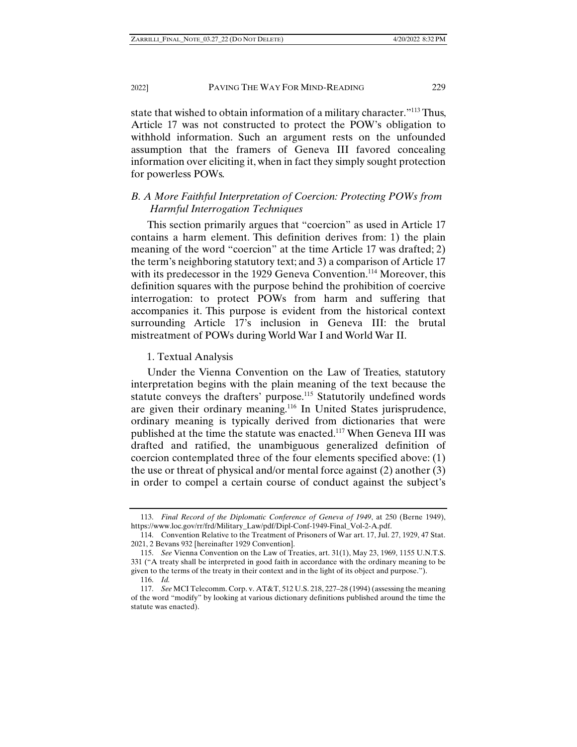state that wished to obtain information of a military character."[113] Thus, Article 17 was not constructed to protect the POW's obligation to withhold information. Such an argument rests on the unfounded assumption that the framers of Geneva III favored concealing information over eliciting it, when in fact they simply sought protection for powerless POWs.

### *B. A More Faithful Interpretation of Coercion: Protecting POWs from Harmful Interrogation Techniques*

This section primarily argues that "coercion" as used in Article 17 contains a harm element. This definition derives from: 1) the plain meaning of the word "coercion" at the time Article 17 was drafted; 2) the term's neighboring statutory text; and 3) a comparison of Article 17 with its predecessor in the 1929 Geneva Convention.[114] Moreover, this definition squares with the purpose behind the prohibition of coercive interrogation: to protect POWs from harm and suffering that accompanies it. This purpose is evident from the historical context surrounding Article 17's inclusion in Geneva III: the brutal mistreatment of POWs during World War I and World War II.

#### 1. Textual Analysis

Under the Vienna Convention on the Law of Treaties, statutory interpretation begins with the plain meaning of the text because the statute conveys the drafters' purpose.[115] Statutorily undefined words are given their ordinary meaning.[116] In United States jurisprudence, ordinary meaning is typically derived from dictionaries that were published at the time the statute was enacted.[117] When Geneva III was drafted and ratified, the unambiguous generalized definition of coercion contemplated three of the four elements specified above: (1) the use or threat of physical and/or mental force against (2) another (3) in order to compel a certain course of conduct against the subject's

---

113. *Final Record of the Diplomatic Conference of Geneva of 1949*, at 250 (Berne 1949), https://www.loc.gov/rr/frd/Military_Law/pdf/Dipl-Conf-1949-Final_Vol-2-A.pdf.

114. Convention Relative to the Treatment of Prisoners of War art. 17, Jul. 27, 1929, 47 Stat. 2021, 2 Bevans 932 [hereinafter 1929 Convention].

115. *See* Vienna Convention on the Law of Treaties, art. 31(1), May 23, 1969, 1155 U.N.T.S. 331 ("A treaty shall be interpreted in good faith in accordance with the ordinary meaning to be given to the terms of the treaty in their context and in the light of its object and purpose.").

116. *Id.*

117. *See* MCI Telecomm. Corp. v. AT&T, 512 U.S. 218, 227–28 (1994) (assessing the meaning of the word "modify" by looking at various dictionary definitions published around the time the statute was enacted).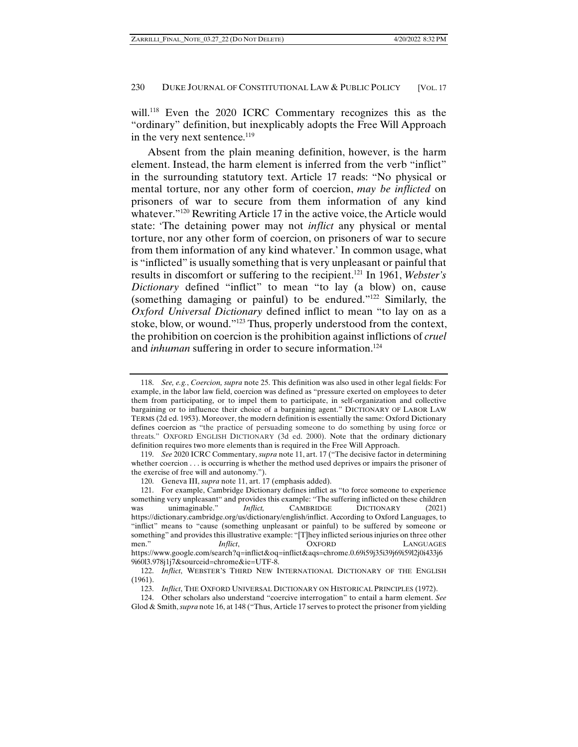will.[118] Even the 2020 ICRC Commentary recognizes this as the "ordinary" definition, but inexplicably adopts the Free Will Approach in the very next sentence.[119]

Absent from the plain meaning definition, however, is the harm element. Instead, the harm element is inferred from the verb "inflict" in the surrounding statutory text. Article 17 reads: "No physical or mental torture, nor any other form of coercion, *may be inflicted* on prisoners of war to secure from them information of any kind whatever."[120] Rewriting Article 17 in the active voice, the Article would state: 'The detaining power may not *inflict* any physical or mental torture, nor any other form of coercion, on prisoners of war to secure from them information of any kind whatever.' In common usage, what is "inflicted" is usually something that is very unpleasant or painful that results in discomfort or suffering to the recipient.[121] In 1961, *Webster's Dictionary* defined "inflict" to mean "to lay (a blow) on, cause (something damaging or painful) to be endured."[122] Similarly, the *Oxford Universal Dictionary* defined inflict to mean "to lay on as a stoke, blow, or wound."[123] Thus, properly understood from the context, the prohibition on coercion is the prohibition against inflictions of *cruel* and *inhuman* suffering in order to secure information.[124]

---

118. *See, e.g.*, *Coercion, supra* note 25. This definition was also used in other legal fields: For example, in the labor law field, coercion was defined as "pressure exerted on employees to deter them from participating, or to impel them to participate, in self-organization and collective bargaining or to influence their choice of a bargaining agent." DICTIONARY OF LABOR LAW TERMS (2d ed. 1953). Moreover, the modern definition is essentially the same: Oxford Dictionary defines coercion as "the practice of persuading someone to do something by using force or threats." OXFORD ENGLISH DICTIONARY (3d ed. 2000). Note that the ordinary dictionary definition requires two more elements than is required in the Free Will Approach.

119. *See* 2020 ICRC Commentary, *supra* note 11, art. 17 ("The decisive factor in determining whether coercion . . . is occurring is whether the method used deprives or impairs the prisoner of the exercise of free will and autonomy.").

120. Geneva III, *supra* note 11, art. 17 (emphasis added).

121. For example, Cambridge Dictionary defines inflict as "to force someone to experience something very unpleasant" and provides this example: "The suffering inflicted on these children was unimaginable." *Inflict,* CAMBRIDGE DICTIONARY (2021) https://dictionary.cambridge.org/us/dictionary/english/inflict. According to Oxford Languages, to "inflict" means to "cause (something unpleasant or painful) to be suffered by someone or something" and provides this illustrative example: "[T]hey inflicted serious injuries on three other men." *Inflict*, OXFORD LANGUAGES https://www.google.com/search?q=inflict&oq=inflict&aqs=chrome.0.69i59j35i39j69i59l2j0i433j69i60l3.978j1j7&sourceid=chrome&ie=UTF-8.

122. *Inflict*, WEBSTER'S THIRD NEW INTERNATIONAL DICTIONARY OF THE ENGLISH (1961).

123. *Inflict*, THE OXFORD UNIVERSAL DICTIONARY ON HISTORICAL PRINCIPLES (1972).

124. Other scholars also understand "coercive interrogation" to entail a harm element. *See* Glod & Smith, *supra* note 16, at 148 ("Thus, Article 17 serves to protect the prisoner from yielding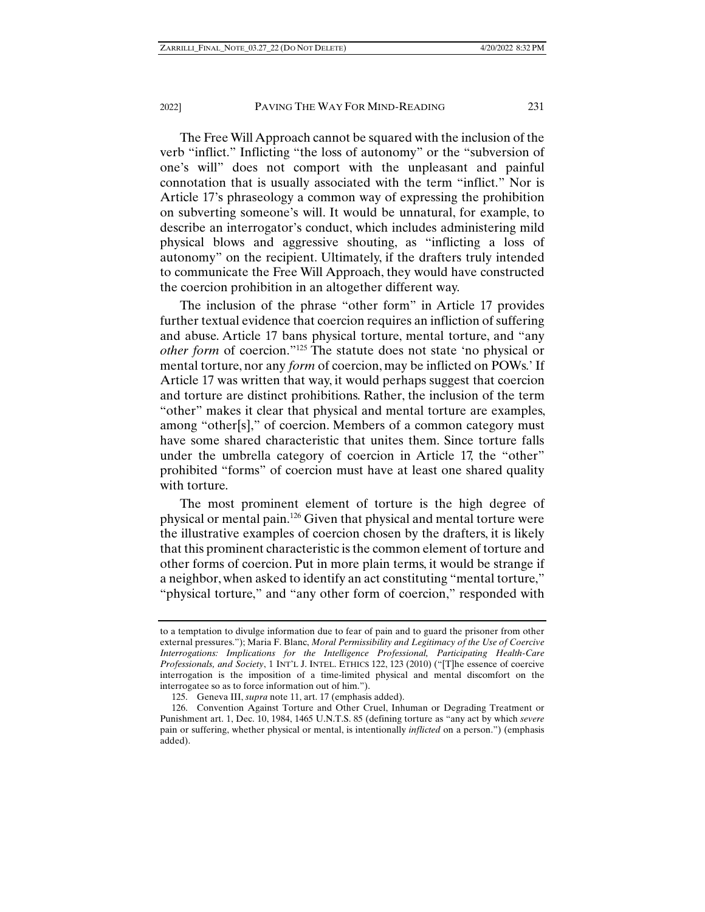The Free Will Approach cannot be squared with the inclusion of the verb "inflict." Inflicting "the loss of autonomy" or the "subversion of one's will" does not comport with the unpleasant and painful connotation that is usually associated with the term "inflict." Nor is Article 17's phraseology a common way of expressing the prohibition on subverting someone's will. It would be unnatural, for example, to describe an interrogator's conduct, which includes administering mild physical blows and aggressive shouting, as "inflicting a loss of autonomy" on the recipient. Ultimately, if the drafters truly intended to communicate the Free Will Approach, they would have constructed the coercion prohibition in an altogether different way.

The inclusion of the phrase "other form" in Article 17 provides further textual evidence that coercion requires an infliction of suffering and abuse. Article 17 bans physical torture, mental torture, and "any *other form* of coercion."[125] The statute does not state 'no physical or mental torture, nor any *form* of coercion, may be inflicted on POWs.' If Article 17 was written that way, it would perhaps suggest that coercion and torture are distinct prohibitions. Rather, the inclusion of the term "other" makes it clear that physical and mental torture are examples, among "other[s]," of coercion. Members of a common category must have some shared characteristic that unites them. Since torture falls under the umbrella category of coercion in Article 17, the "other" prohibited "forms" of coercion must have at least one shared quality with torture.

The most prominent element of torture is the high degree of physical or mental pain.[126] Given that physical and mental torture were the illustrative examples of coercion chosen by the drafters, it is likely that this prominent characteristic is the common element of torture and other forms of coercion. Put in more plain terms, it would be strange if a neighbor, when asked to identify an act constituting "mental torture," "physical torture," and "any other form of coercion," responded with

---

to a temptation to divulge information due to fear of pain and to guard the prisoner from other external pressures."); Maria F. Blanc, *Moral Permissibility and Legitimacy of the Use of Coercive Interrogations: Implications for the Intelligence Professional, Participating Health-Care Professionals, and Society*, 1 INT'L J. INTEL. ETHICS 122, 123 (2010) ("[T]he essence of coercive interrogation is the imposition of a time-limited physical and mental discomfort on the interrogatee so as to force information out of him.").

125. Geneva III, *supra* note 11, art. 17 (emphasis added).

126. Convention Against Torture and Other Cruel, Inhuman or Degrading Treatment or Punishment art. 1, Dec. 10, 1984, 1465 U.N.T.S. 85 (defining torture as "any act by which *severe* pain or suffering, whether physical or mental, is intentionally *inflicted* on a person.") (emphasis added).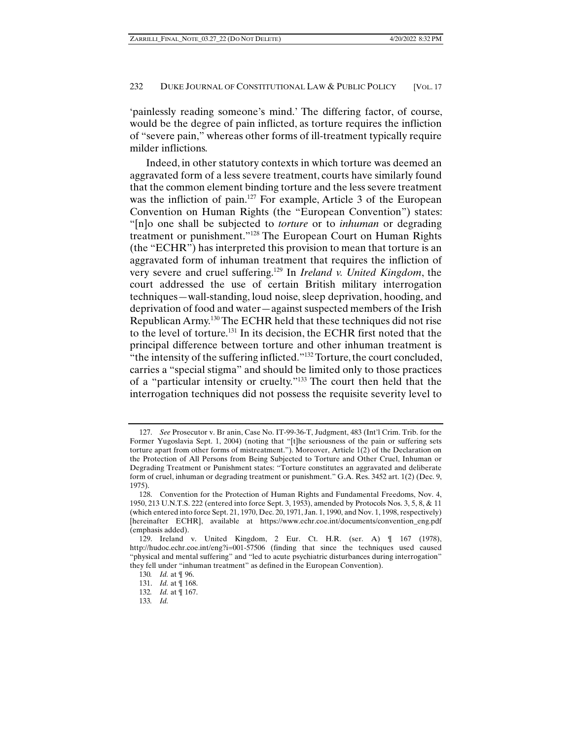'painlessly reading someone's mind.' The differing factor, of course, would be the degree of pain inflicted, as torture requires the infliction of "severe pain," whereas other forms of ill-treatment typically require milder inflictions.

Indeed, in other statutory contexts in which torture was deemed an aggravated form of a less severe treatment, courts have similarly found that the common element binding torture and the less severe treatment was the infliction of pain.[127] For example, Article 3 of the European Convention on Human Rights (the "European Convention") states: "[n]o one shall be subjected to *torture* or to *inhuman* or degrading treatment or punishment."[128] The European Court on Human Rights (the "ECHR") has interpreted this provision to mean that torture is an aggravated form of inhuman treatment that requires the infliction of very severe and cruel suffering.[129] In *Ireland v. United Kingdom*, the court addressed the use of certain British military interrogation techniques—wall-standing, loud noise, sleep deprivation, hooding, and deprivation of food and water—against suspected members of the Irish Republican Army.[130] The ECHR held that these techniques did not rise to the level of torture.[131] In its decision, the ECHR first noted that the principal difference between torture and other inhuman treatment is "the intensity of the suffering inflicted."[132] Torture, the court concluded, carries a "special stigma" and should be limited only to those practices of a "particular intensity or cruelty."[133] The court then held that the interrogation techniques did not possess the requisite severity level to

---

127. *See* Prosecutor v. Br anin, Case No. IT-99-36-T, Judgment, 483 (Int'l Crim. Trib. for the Former Yugoslavia Sept. 1, 2004) (noting that "[t]he seriousness of the pain or suffering sets torture apart from other forms of mistreatment."). Moreover, Article 1(2) of the Declaration on the Protection of All Persons from Being Subjected to Torture and Other Cruel, Inhuman or Degrading Treatment or Punishment states: "Torture constitutes an aggravated and deliberate form of cruel, inhuman or degrading treatment or punishment." G.A. Res. 3452 art. 1(2) (Dec. 9, 1975).

128. Convention for the Protection of Human Rights and Fundamental Freedoms, Nov. 4, 1950, 213 U.N.T.S. 222 (entered into force Sept. 3, 1953), amended by Protocols Nos. 3, 5, 8, & 11 (which entered into force Sept. 21, 1970, Dec. 20, 1971, Jan. 1, 1990, and Nov. 1, 1998, respectively) [hereinafter ECHR], available at https://www.echr.coe.int/documents/convention_eng.pdf (emphasis added).

129. Ireland v. United Kingdom, 2 Eur. Ct. H.R. (ser. A) ¶ 167 (1978), http://hudoc.echr.coe.int/eng?i=001-57506 (finding that since the techniques used caused "physical and mental suffering" and "led to acute psychiatric disturbances during interrogation" they fell under "inhuman treatment" as defined in the European Convention).

130. *Id.* at ¶ 96.

131. *Id.* at ¶ 168.

132. *Id.* at ¶ 167.

133. *Id.*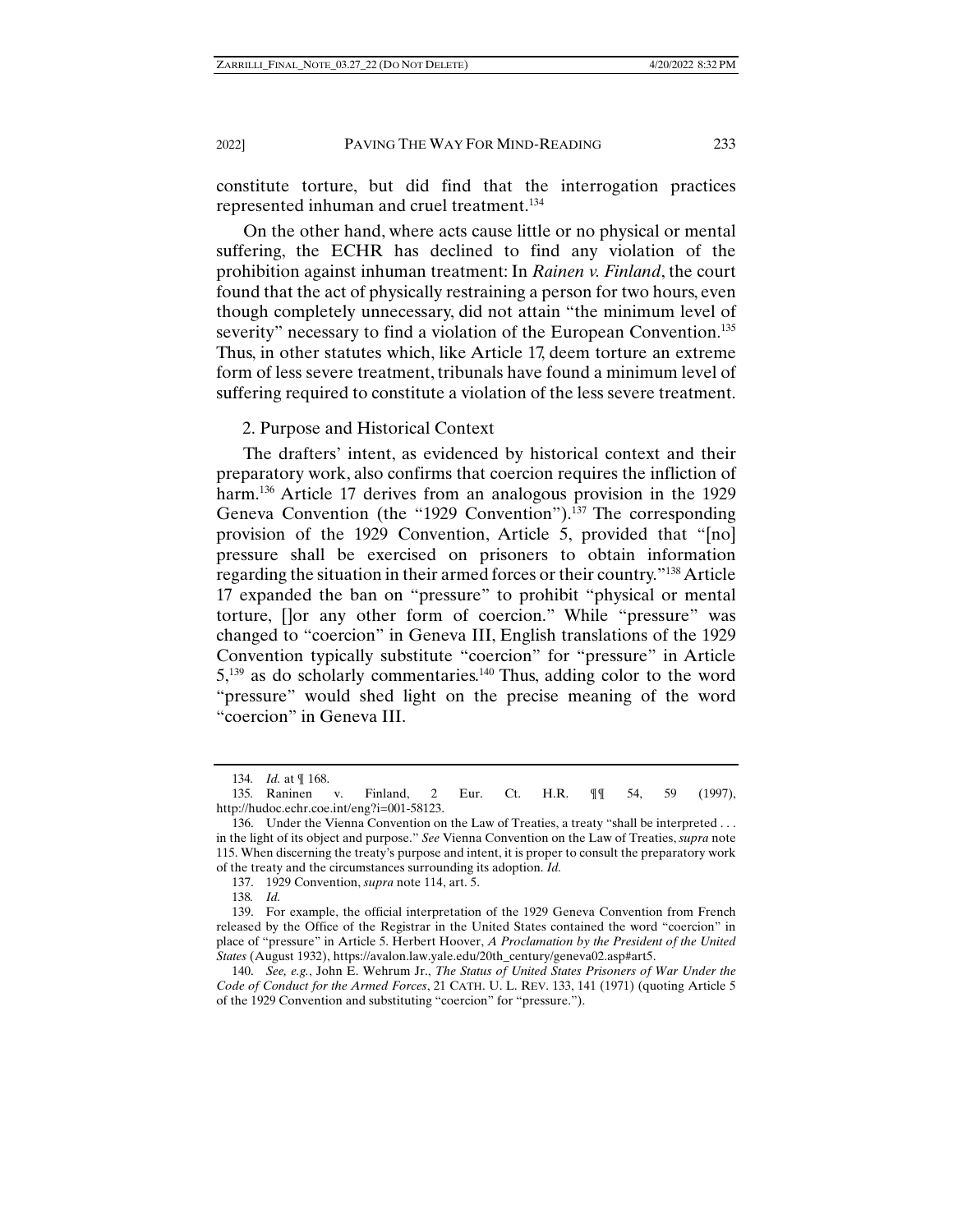constitute torture, but did find that the interrogation practices represented inhuman and cruel treatment.[134]

On the other hand, where acts cause little or no physical or mental suffering, the ECHR has declined to find any violation of the prohibition against inhuman treatment: In *Rainen v. Finland*, the court found that the act of physically restraining a person for two hours, even though completely unnecessary, did not attain "the minimum level of severity" necessary to find a violation of the European Convention.[135] Thus, in other statutes which, like Article 17, deem torture an extreme form of less severe treatment, tribunals have found a minimum level of suffering required to constitute a violation of the less severe treatment.

2. Purpose and Historical Context

The drafters' intent, as evidenced by historical context and their preparatory work, also confirms that coercion requires the infliction of harm.[136] Article 17 derives from an analogous provision in the 1929 Geneva Convention (the "1929 Convention").[137] The corresponding provision of the 1929 Convention, Article 5, provided that "[no] pressure shall be exercised on prisoners to obtain information regarding the situation in their armed forces or their country."[138] Article 17 expanded the ban on "pressure" to prohibit "physical or mental torture, []or any other form of coercion." While "pressure" was changed to "coercion" in Geneva III, English translations of the 1929 Convention typically substitute "coercion" for "pressure" in Article 5,[139] as do scholarly commentaries.[140] Thus, adding color to the word "pressure" would shed light on the precise meaning of the word "coercion" in Geneva III.

---

134. *Id.* at ¶ 168.

135. Raninen v. Finland, 2 Eur. Ct. H.R. ¶¶ 54, 59 (1997), http://hudoc.echr.coe.int/eng?i=001-58123.

136. Under the Vienna Convention on the Law of Treaties, a treaty "shall be interpreted . . . in the light of its object and purpose." *See* Vienna Convention on the Law of Treaties, *supra* note 115. When discerning the treaty's purpose and intent, it is proper to consult the preparatory work of the treaty and the circumstances surrounding its adoption. *Id.*

137. 1929 Convention, *supra* note 114, art. 5.

138. *Id.*

139. For example, the official interpretation of the 1929 Geneva Convention from French released by the Office of the Registrar in the United States contained the word "coercion" in place of "pressure" in Article 5. Herbert Hoover, *A Proclamation by the President of the United States* (August 1932), https://avalon.law.yale.edu/20th_century/geneva02.asp#art5.

140. *See, e.g.*, John E. Wehrum Jr., *The Status of United States Prisoners of War Under the Code of Conduct for the Armed Forces*, 21 CATH. U. L. REV. 133, 141 (1971) (quoting Article 5 of the 1929 Convention and substituting "coercion" for "pressure.").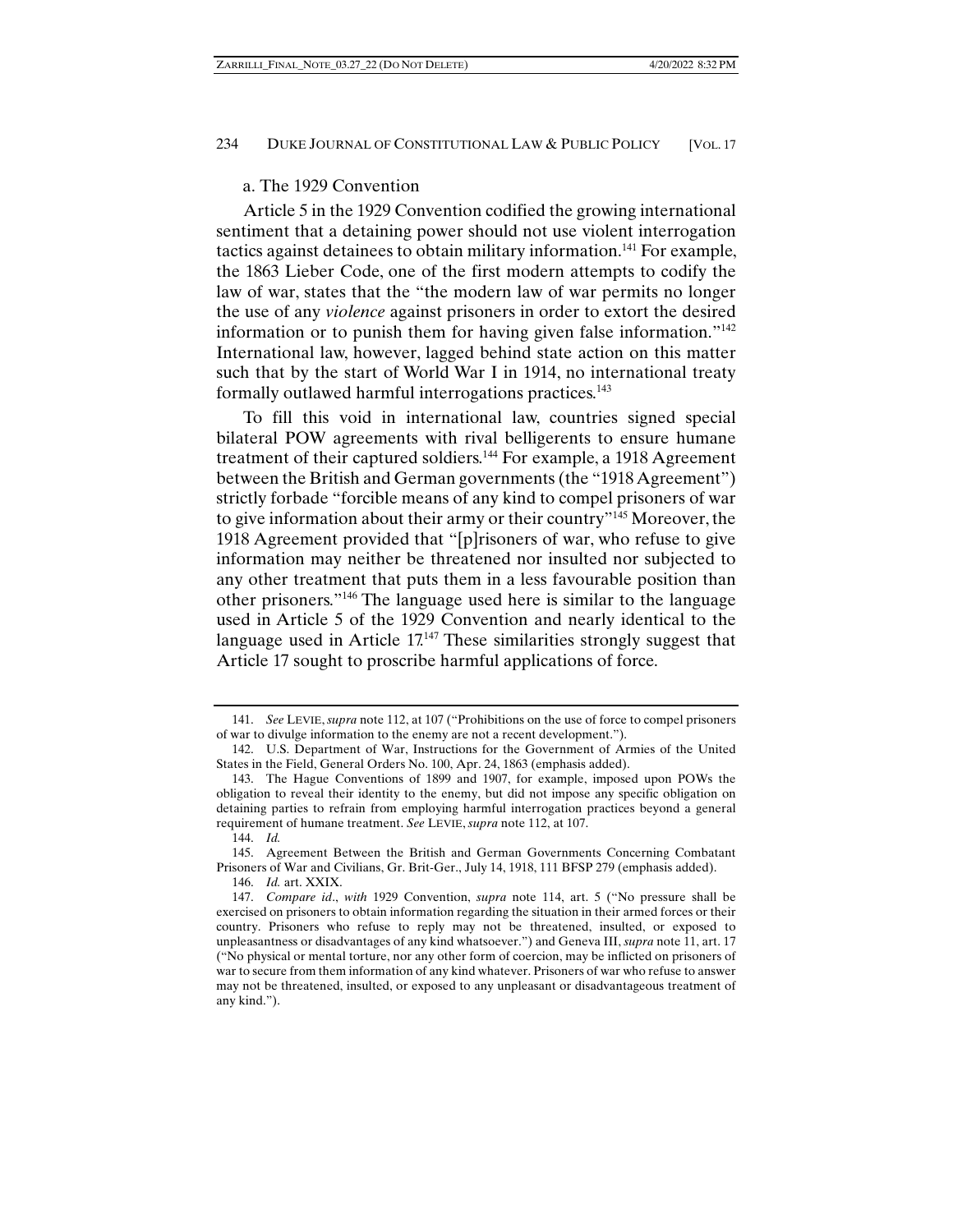a. The 1929 Convention

Article 5 in the 1929 Convention codified the growing international sentiment that a detaining power should not use violent interrogation tactics against detainees to obtain military information.[141] For example, the 1863 Lieber Code, one of the first modern attempts to codify the law of war, states that the "the modern law of war permits no longer the use of any *violence* against prisoners in order to extort the desired information or to punish them for having given false information."[142] International law, however, lagged behind state action on this matter such that by the start of World War I in 1914, no international treaty formally outlawed harmful interrogations practices.[143]

To fill this void in international law, countries signed special bilateral POW agreements with rival belligerents to ensure humane treatment of their captured soldiers.[144] For example, a 1918 Agreement between the British and German governments (the "1918 Agreement") strictly forbade "forcible means of any kind to compel prisoners of war to give information about their army or their country"[145] Moreover, the 1918 Agreement provided that "[p]risoners of war, who refuse to give information may neither be threatened nor insulted nor subjected to any other treatment that puts them in a less favourable position than other prisoners."[146] The language used here is similar to the language used in Article 5 of the 1929 Convention and nearly identical to the language used in Article 17.[147] These similarities strongly suggest that Article 17 sought to proscribe harmful applications of force.

141. *See* LEVIE, *supra* note 112, at 107 ("Prohibitions on the use of force to compel prisoners of war to divulge information to the enemy are not a recent development.").

142. U.S. Department of War, Instructions for the Government of Armies of the United States in the Field, General Orders No. 100, Apr. 24, 1863 (emphasis added).

143. The Hague Conventions of 1899 and 1907, for example, imposed upon POWs the obligation to reveal their identity to the enemy, but did not impose any specific obligation on detaining parties to refrain from employing harmful interrogation practices beyond a general requirement of humane treatment. *See* LEVIE, *supra* note 112, at 107.

144. *Id.*

145. Agreement Between the British and German Governments Concerning Combatant Prisoners of War and Civilians, Gr. Brit-Ger., July 14, 1918, 111 BFSP 279 (emphasis added).

146. *Id.* art. XXIX.

147. *Compare id*., *with* 1929 Convention, *supra* note 114, art. 5 ("No pressure shall be exercised on prisoners to obtain information regarding the situation in their armed forces or their country. Prisoners who refuse to reply may not be threatened, insulted, or exposed to unpleasantness or disadvantages of any kind whatsoever.") and Geneva III, *supra* note 11, art. 17 ("No physical or mental torture, nor any other form of coercion, may be inflicted on prisoners of war to secure from them information of any kind whatever. Prisoners of war who refuse to answer may not be threatened, insulted, or exposed to any unpleasant or disadvantageous treatment of any kind.").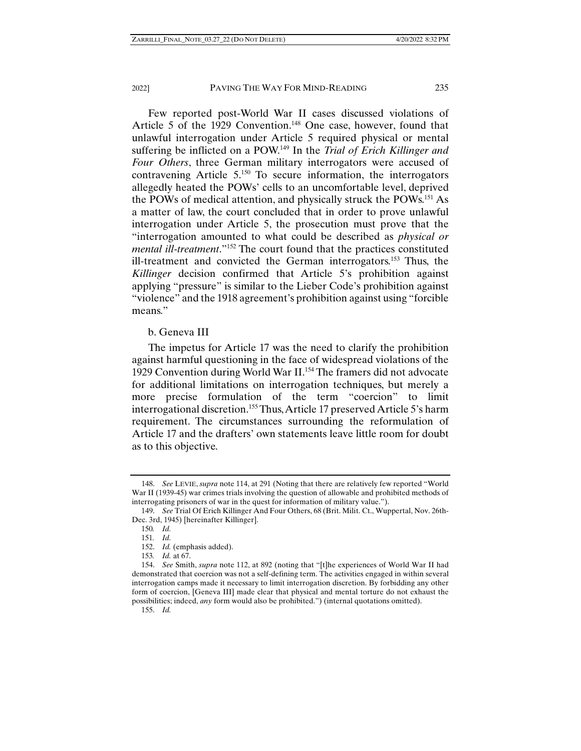Few reported post-World War II cases discussed violations of Article 5 of the 1929 Convention.[148] One case, however, found that unlawful interrogation under Article 5 required physical or mental suffering be inflicted on a POW.[149] In the *Trial of Erich Killinger and Four Others*, three German military interrogators were accused of contravening Article 5.[150] To secure information, the interrogators allegedly heated the POWs' cells to an uncomfortable level, deprived the POWs of medical attention, and physically struck the POWs.[151] As a matter of law, the court concluded that in order to prove unlawful interrogation under Article 5, the prosecution must prove that the "interrogation amounted to what could be described as *physical or mental ill-treatment*."[152] The court found that the practices constituted ill-treatment and convicted the German interrogators.[153] Thus, the *Killinger* decision confirmed that Article 5's prohibition against applying "pressure" is similar to the Lieber Code's prohibition against "violence" and the 1918 agreement's prohibition against using "forcible means."

b. Geneva III

The impetus for Article 17 was the need to clarify the prohibition against harmful questioning in the face of widespread violations of the 1929 Convention during World War II.[154] The framers did not advocate for additional limitations on interrogation techniques, but merely a more precise formulation of the term "coercion" to limit interrogational discretion.[155] Thus, Article 17 preserved Article 5's harm requirement. The circumstances surrounding the reformulation of Article 17 and the drafters' own statements leave little room for doubt as to this objective.

---

148. *See* LEVIE, *supra* note 114, at 291 (Noting that there are relatively few reported "World War II (1939-45) war crimes trials involving the question of allowable and prohibited methods of interrogating prisoners of war in the quest for information of military value.").

149. *See* Trial Of Erich Killinger And Four Others, 68 (Brit. Milit. Ct., Wuppertal, Nov. 26th-Dec. 3rd, 1945) [hereinafter Killinger].

150. *Id.*

151. *Id.*

152. *Id.* (emphasis added).

153. *Id.* at 67.

154. *See* Smith, *supra* note 112, at 892 (noting that "[t]he experiences of World War II had demonstrated that coercion was not a self-defining term. The activities engaged in within several interrogation camps made it necessary to limit interrogation discretion. By forbidding any other form of coercion, [Geneva III] made clear that physical and mental torture do not exhaust the possibilities; indeed, *any* form would also be prohibited.") (internal quotations omitted).

155. *Id.*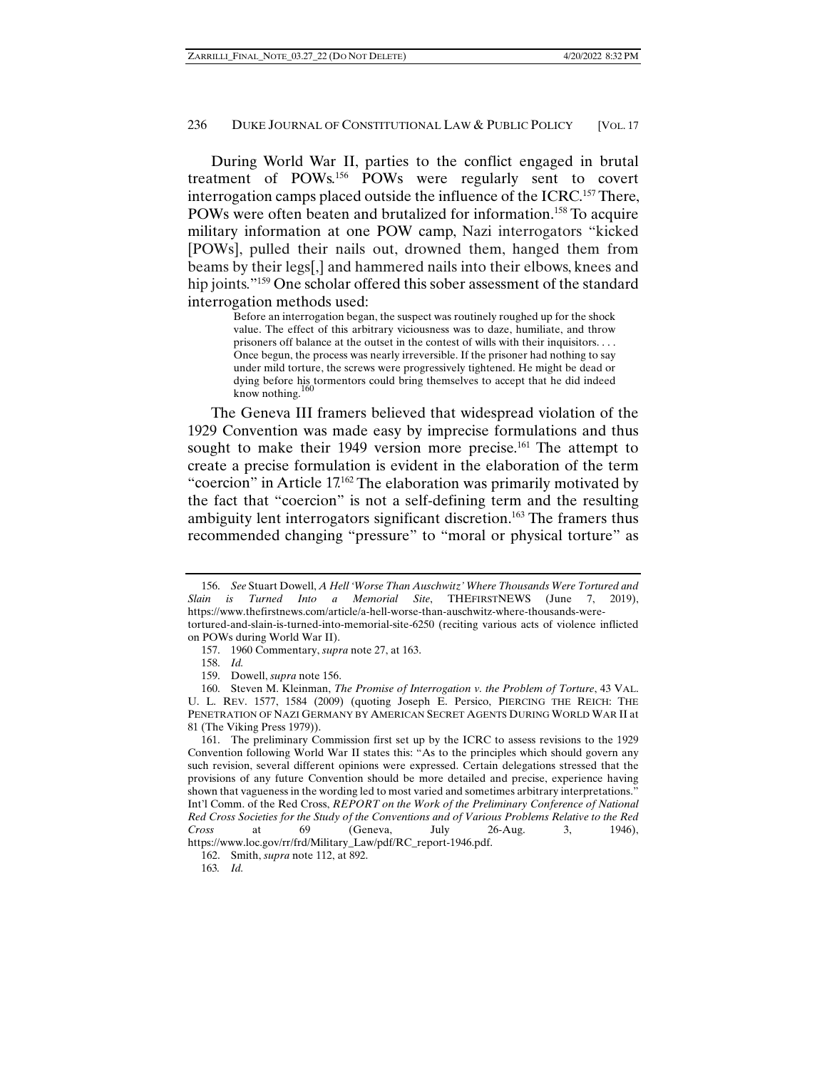During World War II, parties to the conflict engaged in brutal treatment of POWs.[156] POWs were regularly sent to covert interrogation camps placed outside the influence of the ICRC.[157] There, POWs were often beaten and brutalized for information.[158] To acquire military information at one POW camp, Nazi interrogators "kicked [POWs], pulled their nails out, drowned them, hanged them from beams by their legs[,] and hammered nails into their elbows, knees and hip joints."[159] One scholar offered this sober assessment of the standard interrogation methods used:

> Before an interrogation began, the suspect was routinely roughed up for the shock value. The effect of this arbitrary viciousness was to daze, humiliate, and throw prisoners off balance at the outset in the contest of wills with their inquisitors. . . . Once begun, the process was nearly irreversible. If the prisoner had nothing to say under mild torture, the screws were progressively tightened. He might be dead or dying before his tormentors could bring themselves to accept that he did indeed know nothing.[160]

The Geneva III framers believed that widespread violation of the 1929 Convention was made easy by imprecise formulations and thus sought to make their 1949 version more precise.[161] The attempt to create a precise formulation is evident in the elaboration of the term "coercion" in Article 17.[162] The elaboration was primarily motivated by the fact that "coercion" is not a self-defining term and the resulting ambiguity lent interrogators significant discretion.[163] The framers thus recommended changing "pressure" to "moral or physical torture" as

---

156. *See* Stuart Dowell, *A Hell 'Worse Than Auschwitz' Where Thousands Were Tortured and Slain is Turned Into a Memorial Site*, THEFIRSTNEWS (June 7, 2019), https://www.thefirstnews.com/article/a-hell-worse-than-auschwitz-where-thousands-were-tortured-and-slain-is-turned-into-memorial-site-6250 (reciting various acts of violence inflicted on POWs during World War II).

157. 1960 Commentary, *supra* note 27, at 163.

158. *Id.*

159. Dowell, *supra* note 156.

160. Steven M. Kleinman, *The Promise of Interrogation v. the Problem of Torture*, 43 VAL. U. L. REV. 1577, 1584 (2009) (quoting Joseph E. Persico, PIERCING THE REICH: THE PENETRATION OF NAZI GERMANY BY AMERICAN SECRET AGENTS DURING WORLD WAR II at 81 (The Viking Press 1979)).

161. The preliminary Commission first set up by the ICRC to assess revisions to the 1929 Convention following World War II states this: "As to the principles which should govern any such revision, several different opinions were expressed. Certain delegations stressed that the provisions of any future Convention should be more detailed and precise, experience having shown that vagueness in the wording led to most varied and sometimes arbitrary interpretations." Int'l Comm. of the Red Cross, *REPORT on the Work of the Preliminary Conference of National Red Cross Societies for the Study of the Conventions and of Various Problems Relative to the Red Cross* at 69 (Geneva, July 26-Aug. 3, 1946), https://www.loc.gov/rr/frd/Military_Law/pdf/RC_report-1946.pdf.

162. Smith, *supra* note 112, at 892.

163. *Id.*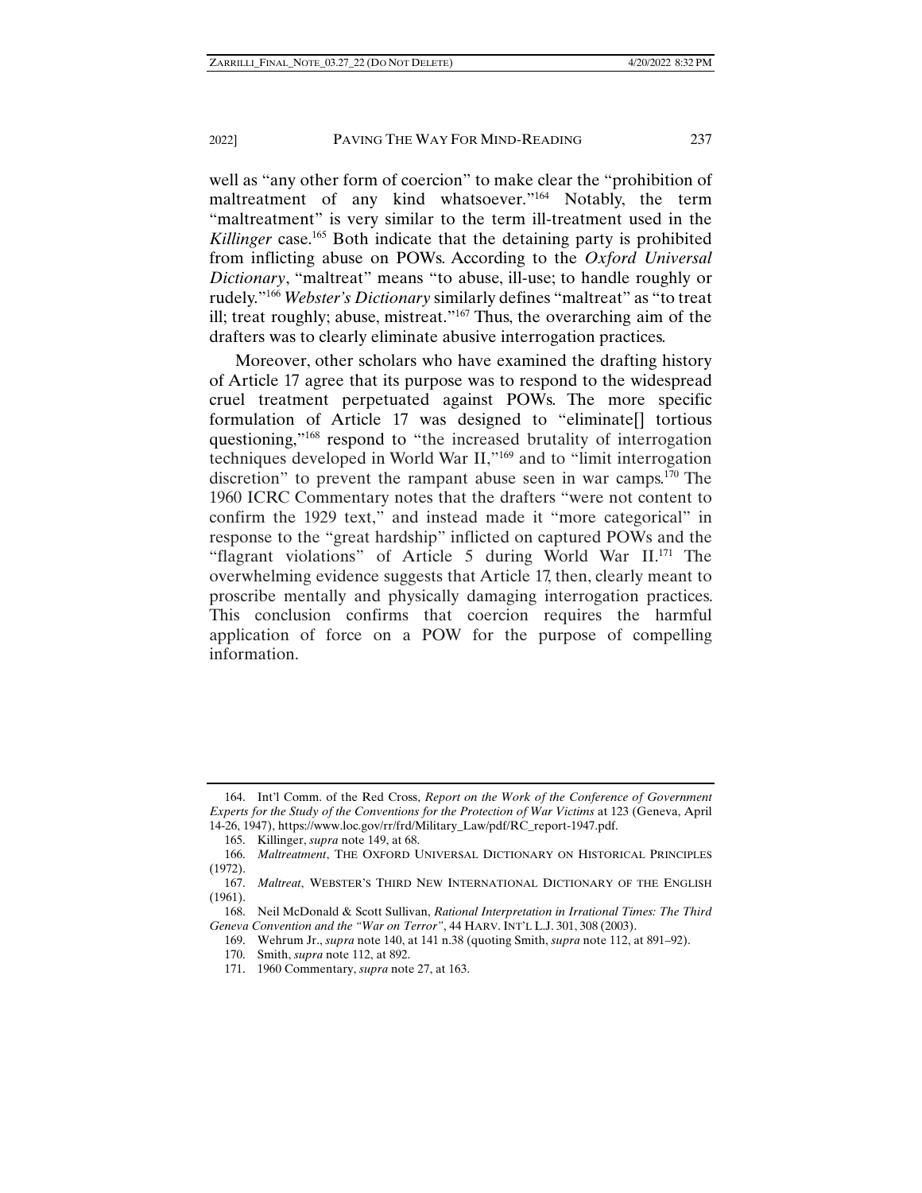well as "any other form of coercion" to make clear the "prohibition of maltreatment of any kind whatsoever."[164] Notably, the term "maltreatment" is very similar to the term ill-treatment used in the *Killinger* case.[165] Both indicate that the detaining party is prohibited from inflicting abuse on POWs. According to the *Oxford Universal Dictionary*, "maltreat" means "to abuse, ill-use; to handle roughly or rudely."[166] *Webster's Dictionary* similarly defines "maltreat" as "to treat ill; treat roughly; abuse, mistreat."[167] Thus, the overarching aim of the drafters was to clearly eliminate abusive interrogation practices.

Moreover, other scholars who have examined the drafting history of Article 17 agree that its purpose was to respond to the widespread cruel treatment perpetuated against POWs. The more specific formulation of Article 17 was designed to "eliminate[] tortious questioning,"[168] respond to "the increased brutality of interrogation techniques developed in World War II,"[169] and to "limit interrogation discretion" to prevent the rampant abuse seen in war camps.[170] The 1960 ICRC Commentary notes that the drafters "were not content to confirm the 1929 text," and instead made it "more categorical" in response to the "great hardship" inflicted on captured POWs and the "flagrant violations" of Article 5 during World War II.[171] The overwhelming evidence suggests that Article 17, then, clearly meant to proscribe mentally and physically damaging interrogation practices. This conclusion confirms that coercion requires the harmful application of force on a POW for the purpose of compelling information.

---

164. Int'l Comm. of the Red Cross, *Report on the Work of the Conference of Government Experts for the Study of the Conventions for the Protection of War Victims* at 123 (Geneva, April 14-26, 1947), https://www.loc.gov/rr/frd/Military_Law/pdf/RC_report-1947.pdf.

165. Killinger, *supra* note 149, at 68.

166. *Maltreatment*, THE OXFORD UNIVERSAL DICTIONARY ON HISTORICAL PRINCIPLES (1972).

167. *Maltreat*, WEBSTER'S THIRD NEW INTERNATIONAL DICTIONARY OF THE ENGLISH (1961).

168. Neil McDonald & Scott Sullivan, *Rational Interpretation in Irrational Times: The Third Geneva Convention and the "War on Terror"*, 44 HARV. INT'L L.J. 301, 308 (2003).

169. Wehrum Jr., *supra* note 140, at 141 n.38 (quoting Smith, *supra* note 112, at 891–92).

170. Smith, *supra* note 112, at 892.

171. 1960 Commentary, *supra* note 27, at 163.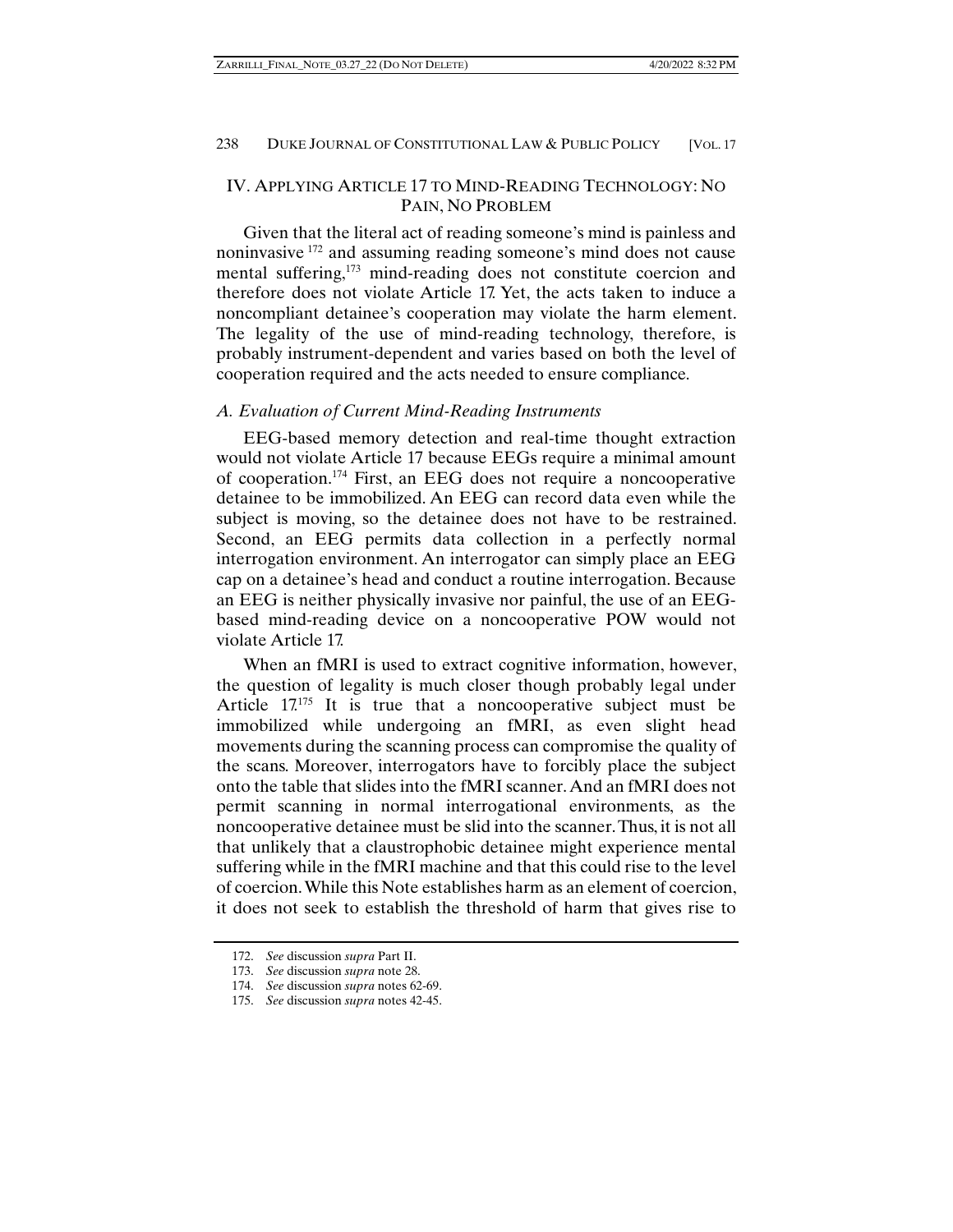## IV. Applying Article 17 to Mind-Reading Technology: No Pain, No Problem

Given that the literal act of reading someone's mind is painless and noninvasive [172] and assuming reading someone's mind does not cause mental suffering,[173] mind-reading does not constitute coercion and therefore does not violate Article 17. Yet, the acts taken to induce a noncompliant detainee's cooperation may violate the harm element. The legality of the use of mind-reading technology, therefore, is probably instrument-dependent and varies based on both the level of cooperation required and the acts needed to ensure compliance.

### *A. Evaluation of Current Mind-Reading Instruments*

EEG-based memory detection and real-time thought extraction would not violate Article 17 because EEGs require a minimal amount of cooperation.[174] First, an EEG does not require a noncooperative detainee to be immobilized. An EEG can record data even while the subject is moving, so the detainee does not have to be restrained. Second, an EEG permits data collection in a perfectly normal interrogation environment. An interrogator can simply place an EEG cap on a detainee's head and conduct a routine interrogation. Because an EEG is neither physically invasive nor painful, the use of an EEG-based mind-reading device on a noncooperative POW would not violate Article 17.

When an fMRI is used to extract cognitive information, however, the question of legality is much closer though probably legal under Article 17.[175] It is true that a noncooperative subject must be immobilized while undergoing an fMRI, as even slight head movements during the scanning process can compromise the quality of the scans. Moreover, interrogators have to forcibly place the subject onto the table that slides into the fMRI scanner. And an fMRI does not permit scanning in normal interrogational environments, as the noncooperative detainee must be slid into the scanner. Thus, it is not all that unlikely that a claustrophobic detainee might experience mental suffering while in the fMRI machine and that this could rise to the level of coercion. While this Note establishes harm as an element of coercion, it does not seek to establish the threshold of harm that gives rise to

---

172. *See* discussion *supra* Part II.

173. *See* discussion *supra* note 28.

174. *See* discussion *supra* notes 62-69.

175. *See* discussion *supra* notes 42-45.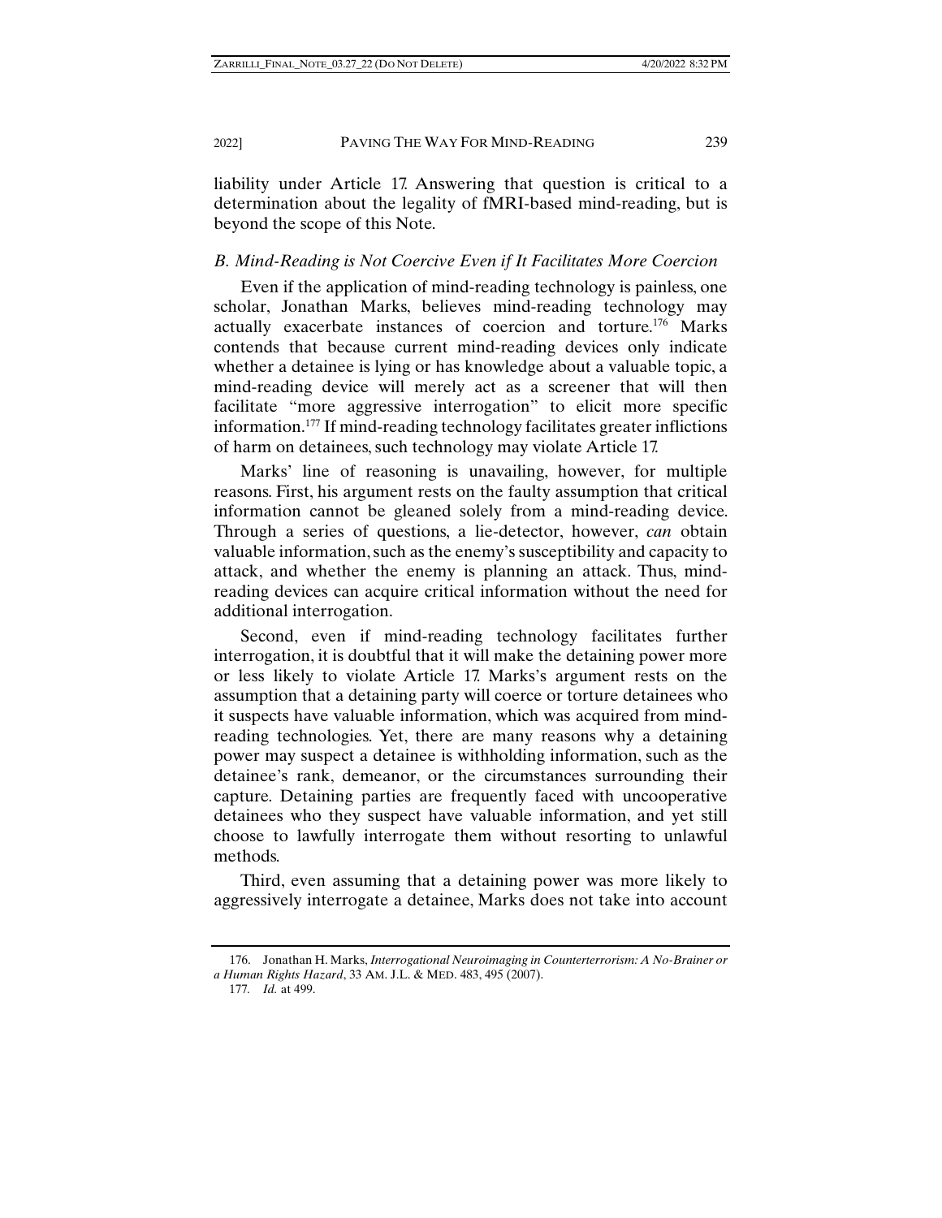liability under Article 17. Answering that question is critical to a determination about the legality of fMRI-based mind-reading, but is beyond the scope of this Note.

### *B. Mind-Reading is Not Coercive Even if It Facilitates More Coercion*

Even if the application of mind-reading technology is painless, one scholar, Jonathan Marks, believes mind-reading technology may actually exacerbate instances of coercion and torture.[176] Marks contends that because current mind-reading devices only indicate whether a detainee is lying or has knowledge about a valuable topic, a mind-reading device will merely act as a screener that will then facilitate "more aggressive interrogation" to elicit more specific information.[177] If mind-reading technology facilitates greater inflictions of harm on detainees, such technology may violate Article 17.

Marks' line of reasoning is unavailing, however, for multiple reasons. First, his argument rests on the faulty assumption that critical information cannot be gleaned solely from a mind-reading device. Through a series of questions, a lie-detector, however, *can* obtain valuable information, such as the enemy's susceptibility and capacity to attack, and whether the enemy is planning an attack. Thus, mind-reading devices can acquire critical information without the need for additional interrogation.

Second, even if mind-reading technology facilitates further interrogation, it is doubtful that it will make the detaining power more or less likely to violate Article 17. Marks's argument rests on the assumption that a detaining party will coerce or torture detainees who it suspects have valuable information, which was acquired from mind-reading technologies. Yet, there are many reasons why a detaining power may suspect a detainee is withholding information, such as the detainee's rank, demeanor, or the circumstances surrounding their capture. Detaining parties are frequently faced with uncooperative detainees who they suspect have valuable information, and yet still choose to lawfully interrogate them without resorting to unlawful methods.

Third, even assuming that a detaining power was more likely to aggressively interrogate a detainee, Marks does not take into account

---

176. Jonathan H. Marks, *Interrogational Neuroimaging in Counterterrorism: A No-Brainer or a Human Rights Hazard*, 33 AM. J.L. & MED. 483, 495 (2007).

177. *Id.* at 499.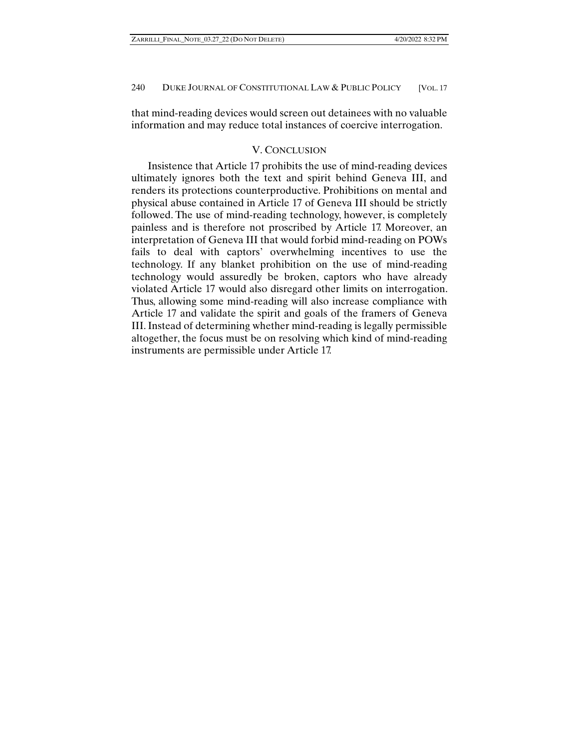that mind-reading devices would screen out detainees with no valuable information and may reduce total instances of coercive interrogation.

## V. CONCLUSION

Insistence that Article 17 prohibits the use of mind-reading devices ultimately ignores both the text and spirit behind Geneva III, and renders its protections counterproductive. Prohibitions on mental and physical abuse contained in Article 17 of Geneva III should be strictly followed. The use of mind-reading technology, however, is completely painless and is therefore not proscribed by Article 17. Moreover, an interpretation of Geneva III that would forbid mind-reading on POWs fails to deal with captors' overwhelming incentives to use the technology. If any blanket prohibition on the use of mind-reading technology would assuredly be broken, captors who have already violated Article 17 would also disregard other limits on interrogation. Thus, allowing some mind-reading will also increase compliance with Article 17 and validate the spirit and goals of the framers of Geneva III. Instead of determining whether mind-reading is legally permissible altogether, the focus must be on resolving which kind of mind-reading instruments are permissible under Article 17.